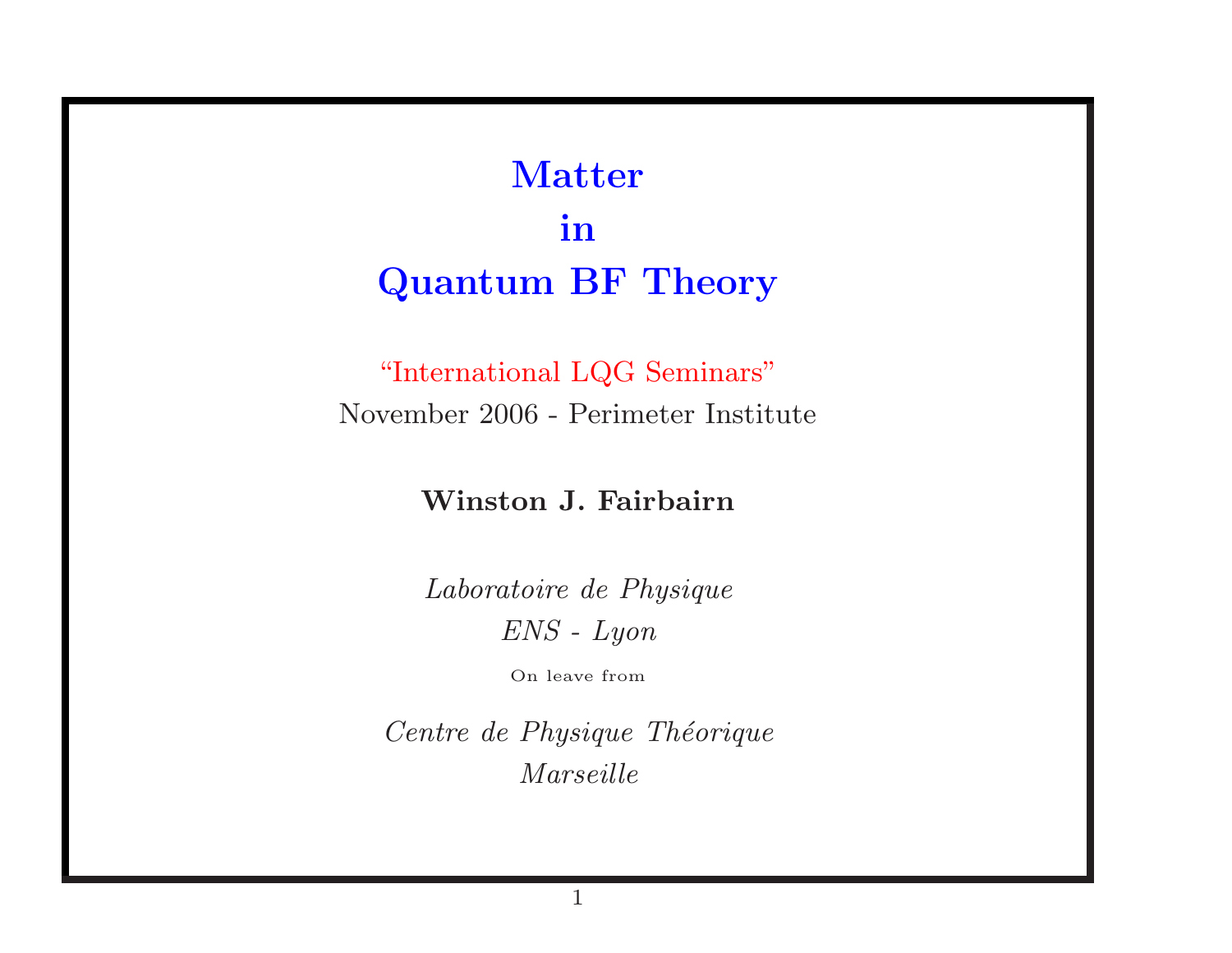# Matter in Quantum BF Theory

"International LQG Seminars"

November 2006 - Perimeter Institute

**Winston J. Fairbairn**

*Laboratoire de Physique*

*ENS - Lyon*

On leave from

*Centre de Physique Théorique*

*Marseille*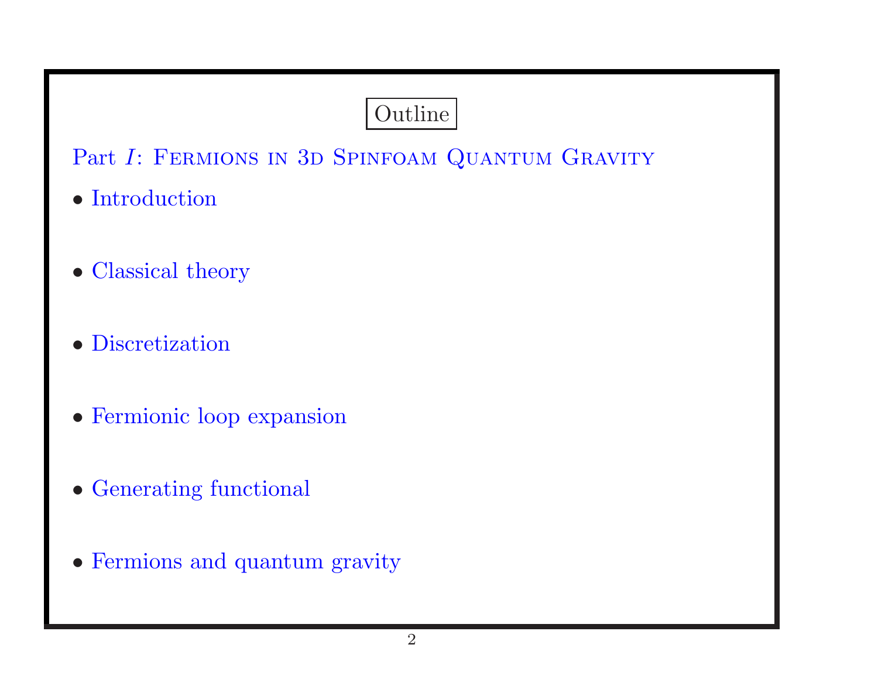# Outline

## Part *I*: Fermions in 3d Spinfoam Quantum Gravity

- Introduction
- Classical theory
- Discretization
- Fermionic loop expansion
- Generating functional
- Fermions and quantum gravity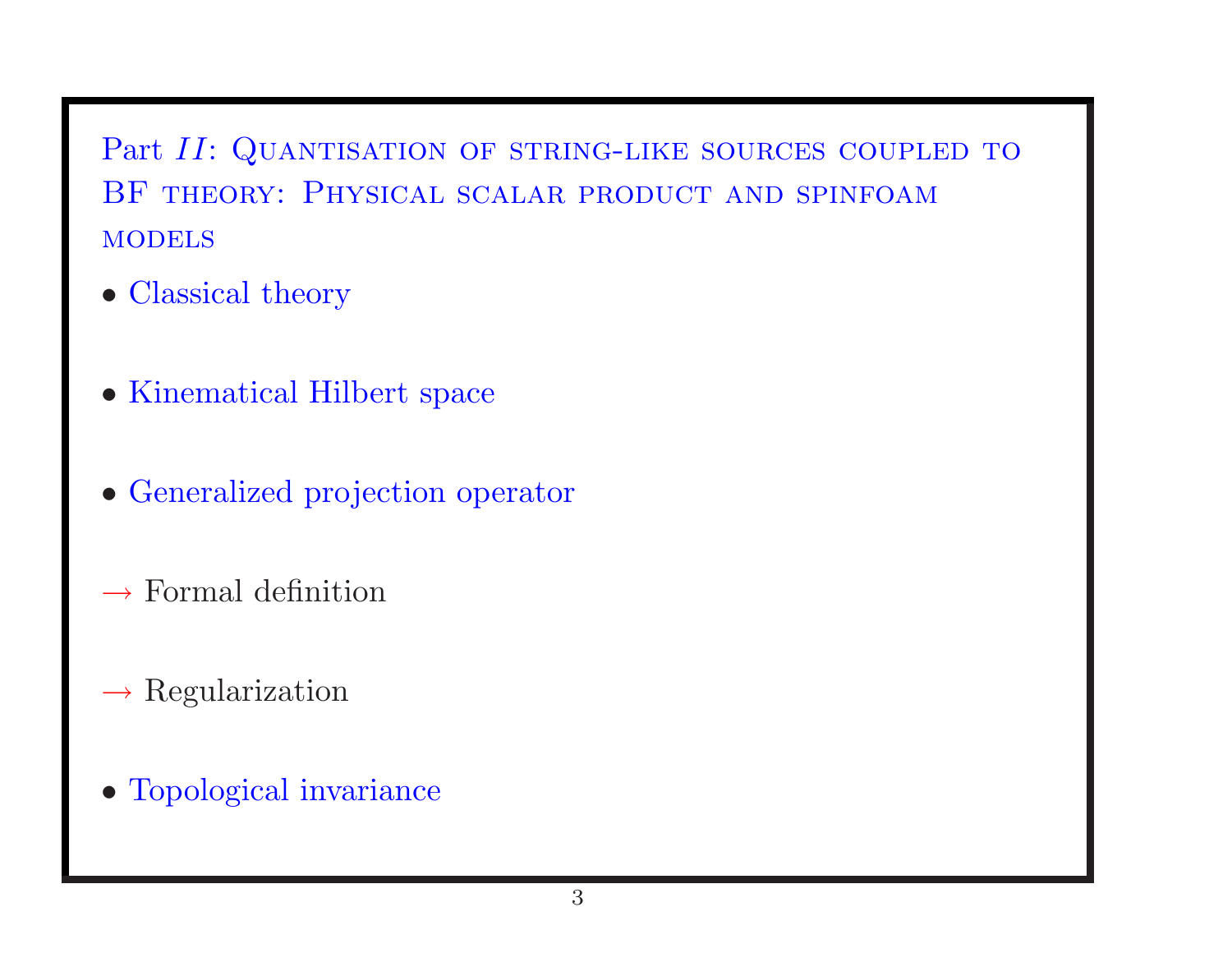## Part *II*: Quantisation of string-like sources coupled to BF theory: Physical scalar product and spinfoam models

- Classical theory
- Kinematical Hilbert space
- Generalized projection operator

→ Formal definition

→ Regularization

- Topological invariance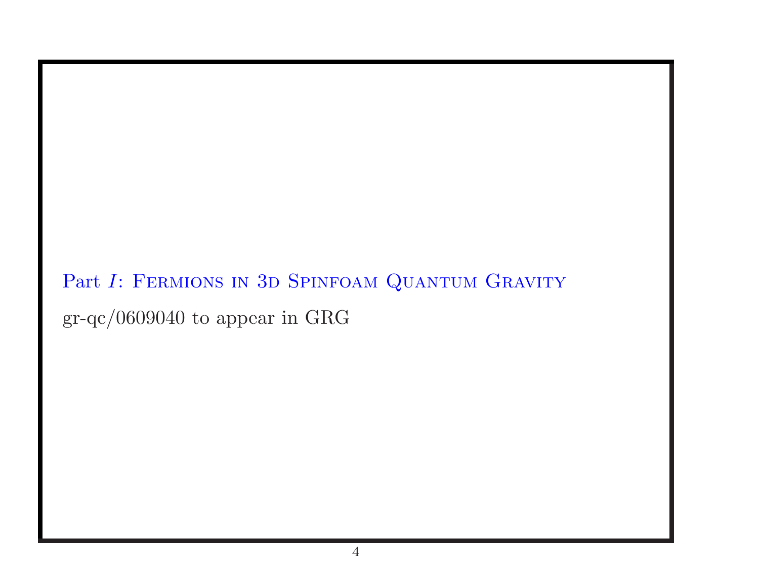## Part *I*: Fermions in 3d Spinfoam Quantum Gravity

gr-qc/0609040 to appear in GRG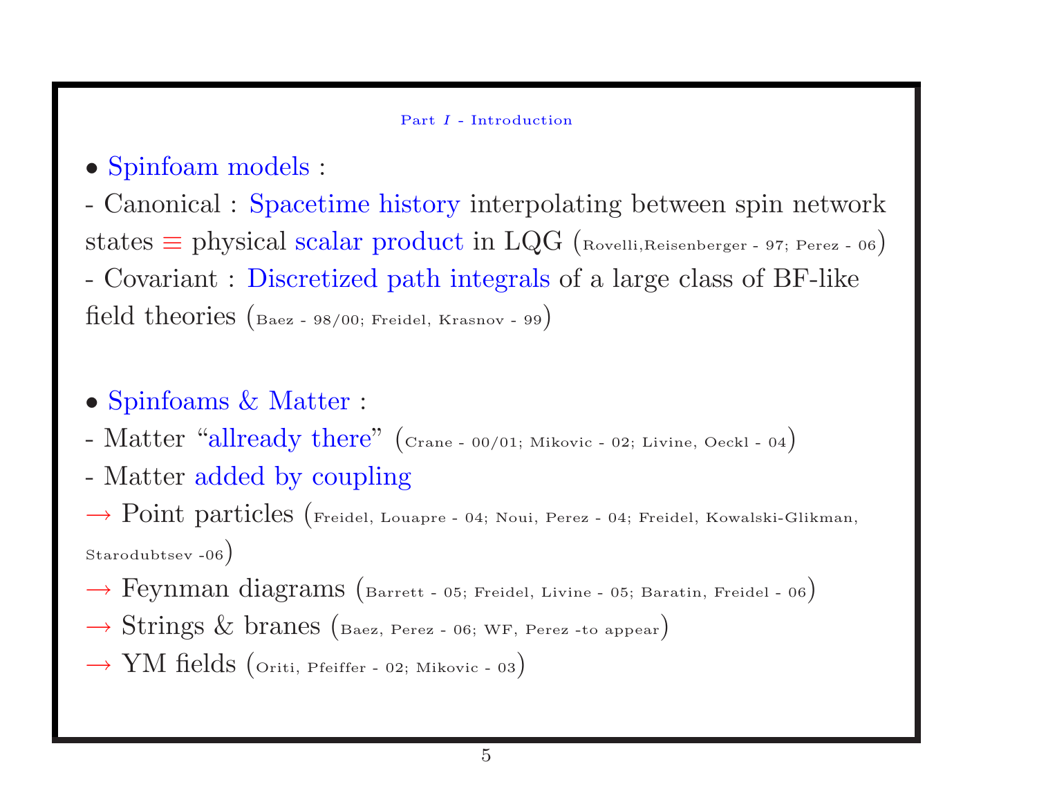Part *I* - Introduction

- Spinfoam models :

- Canonical : Spacetime history interpolating between spin network states ≡ physical scalar product in LQG (Rovelli,Reisenberger - 97; Perez - 06)
- Covariant : Discretized path integrals of a large class of BF-like field theories (Baez - 98/00; Freidel, Krasnov - 99)

- Spinfoams & Matter :

- Matter "allready there" (Crane - 00/01; Mikovic - 02; Livine, Oeckl - 04)
- Matter added by coupling

→ Point particles (Freidel, Louapre - 04; Noui, Perez - 04; Freidel, Kowalski-Glikman, Starodubtsev -06)

→ Feynman diagrams (Barrett - 05; Freidel, Livine - 05; Baratin, Freidel - 06)

→ Strings & branes (Baez, Perez - 06; WF, Perez -to appear)

→ YM fields (Oriti, Pfeiffer - 02; Mikovic - 03)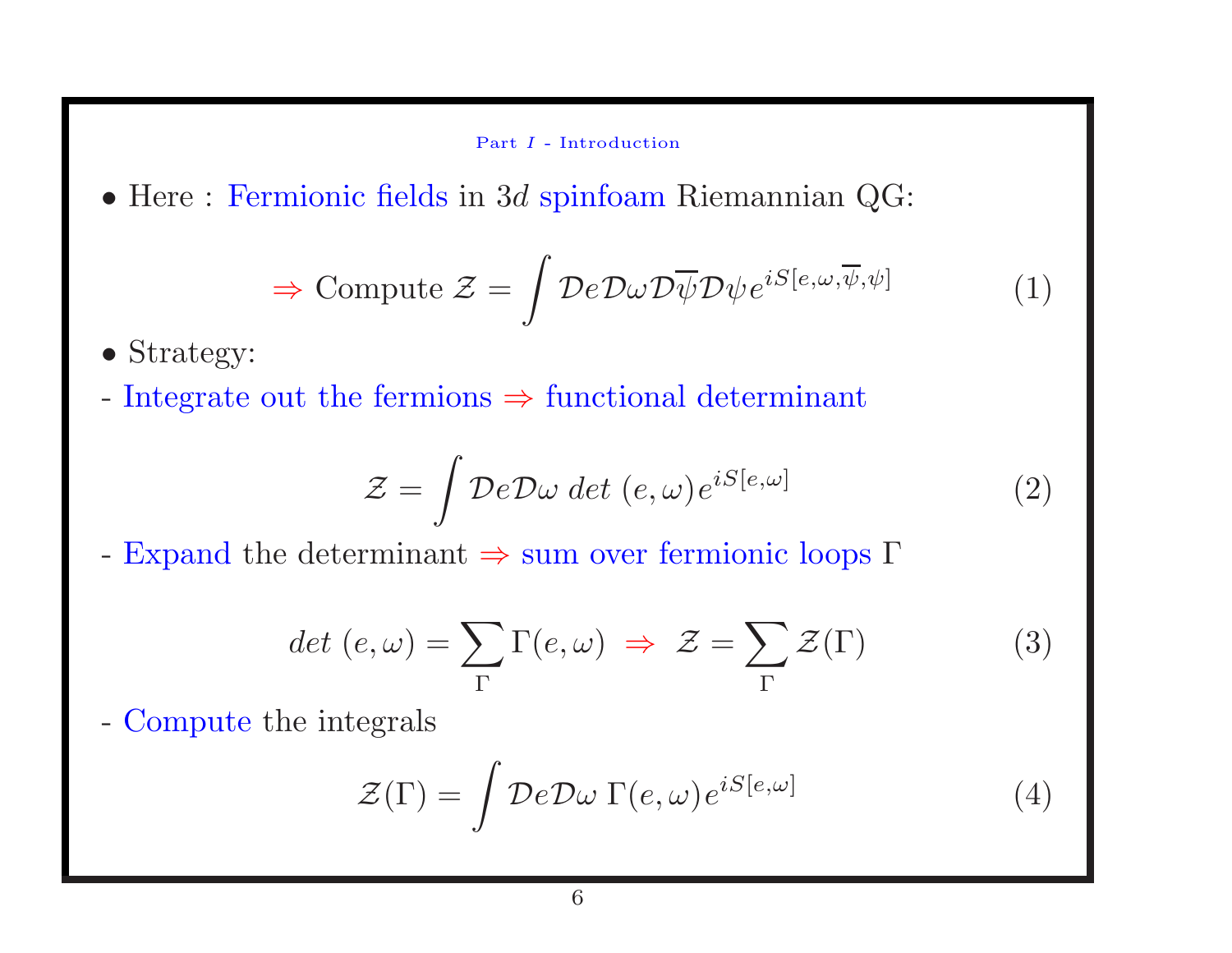Part $I$ - Introduction

- Here : Fermionic fields in $3d$ spinfoam Riemannian QG:

$$\Rightarrow \text{Compute } \mathcal{Z} = \int \mathcal{D}e\mathcal{D}\omega\mathcal{D}\overline{\psi}\mathcal{D}\psi e^{iS[e,\omega,\overline{\psi},\psi]} \tag{1}$$

- Strategy:

- Integrate out the fermions $\Rightarrow$ functional determinant

$$\mathcal{Z} = \int \mathcal{D}e\mathcal{D}\omega \; det\; (e,\omega)e^{iS[e,\omega]} \tag{2}$$

- Expand the determinant $\Rightarrow$ sum over fermionic loops $\Gamma$

$$det\; (e,\omega) = \sum_{\Gamma} \Gamma(e,\omega) \;\Rightarrow\; \mathcal{Z} = \sum_{\Gamma} \mathcal{Z}(\Gamma) \tag{3}$$

- Compute the integrals

$$\mathcal{Z}(\Gamma) = \int \mathcal{D}e\mathcal{D}\omega \; \Gamma(e,\omega)e^{iS[e,\omega]} \tag{4}$$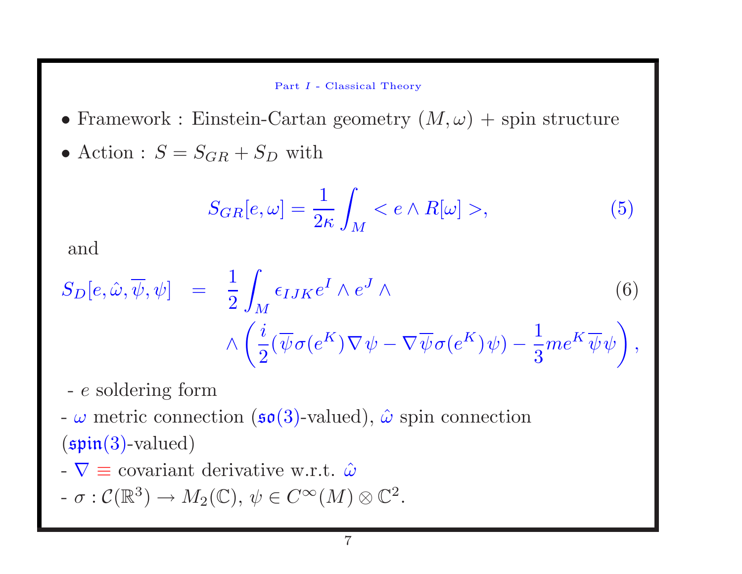Part $I$ - Classical Theory

- Framework : Einstein-Cartan geometry $(M, \omega)$ + spin structure
- Action : $S = S_{GR} + S_D$ with

$$S_{GR}[e,\omega] = \frac{1}{2\kappa}\int_M < e \wedge R[\omega] >, \tag{5}$$

and

$$\begin{aligned} S_D[e,\hat{\omega},\overline{\psi},\psi] &= \frac{1}{2}\int_M \epsilon_{IJK} e^I \wedge e^J \wedge \\ &\wedge \left(\frac{i}{2}(\overline{\psi}\sigma(e^K)\nabla\psi - \nabla\overline{\psi}\sigma(e^K)\psi) - \frac{1}{3} m e^K \overline{\psi}\psi\right), \end{aligned} \tag{6}$$

- $e$ soldering form
- $\omega$ metric connection ($\mathfrak{so}(3)$-valued), $\hat{\omega}$ spin connection ($\mathfrak{spin}(3)$-valued)
- $\nabla \equiv$ covariant derivative w.r.t. $\hat{\omega}$
- $\sigma : \mathcal{C}(\mathbb{R}^3) \to M_2(\mathbb{C})$, $\psi \in C^\infty(M) \otimes \mathbb{C}^2$.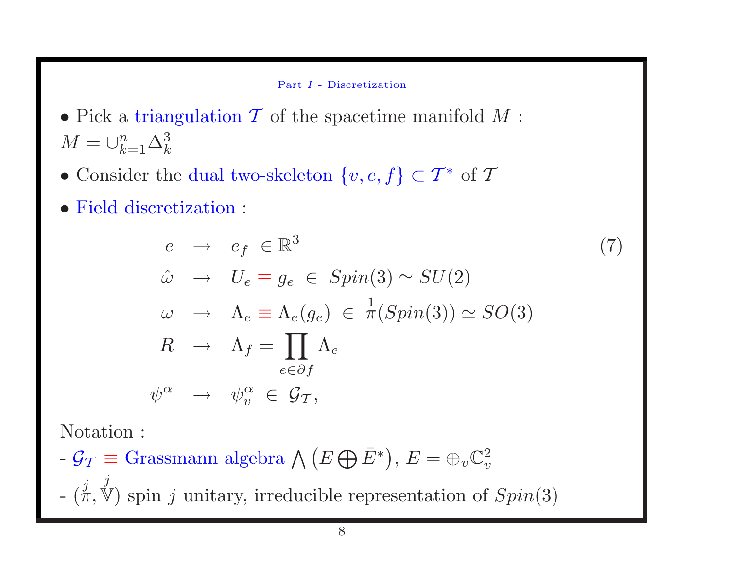Part $I$ - Discretization

- Pick a triangulation $\mathcal{T}$ of the spacetime manifold $M$ : $M = \cup_{k=1}^{n} \Delta_k^3$
- Consider the dual two-skeleton $\{v, e, f\} \subset \mathcal{T}^*$ of $\mathcal{T}$
- Field discretization :

$$
\begin{aligned}
e &\rightarrow e_f \in \mathbb{R}^3 \\
\hat{\omega} &\rightarrow U_e \equiv g_e \in Spin(3) \simeq SU(2) \\
\omega &\rightarrow \Lambda_e \equiv \Lambda_e(g_e) \in \overset{1}{\pi}(Spin(3)) \simeq SO(3) \\
R &\rightarrow \Lambda_f = \prod_{e \in \partial f} \Lambda_e \\
\psi^\alpha &\rightarrow \psi_v^\alpha \in \mathcal{G}_{\mathcal{T}},
\end{aligned}
\tag{7}
$$

Notation :

- $\mathcal{G}_{\mathcal{T}} \equiv$ Grassmann algebra $\bigwedge \left( E \bigoplus \bar{E}^* \right)$, $E = \oplus_v \mathbb{C}_v^2$
- $(\overset{j}{\pi}, \overset{j}{\mathbb{V}})$ spin $j$ unitary, irreducible representation of $Spin(3)$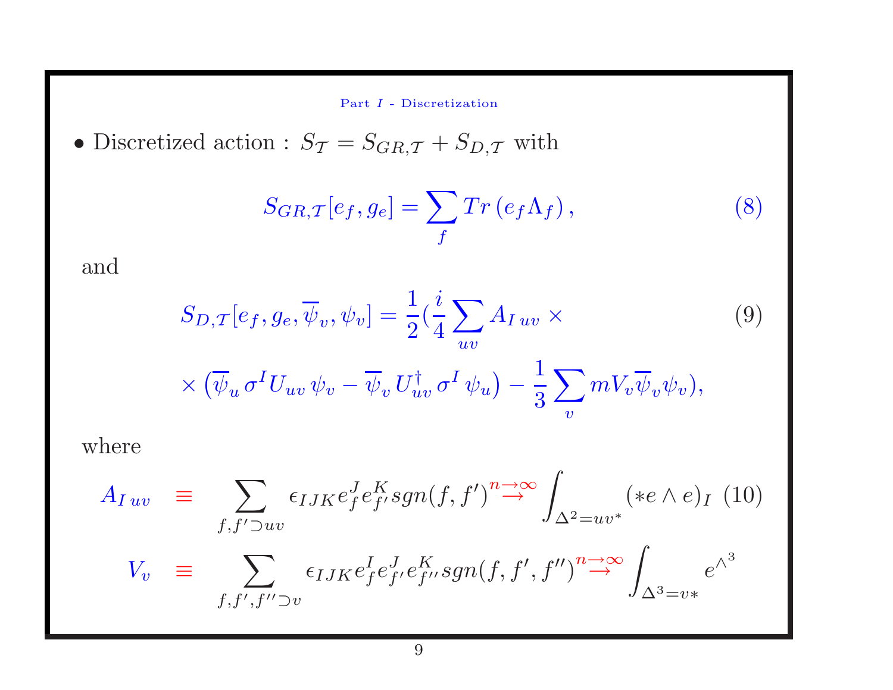Part $I$ - Discretization

- Discretized action : $S_{\mathcal{T}} = S_{GR,\mathcal{T}} + S_{D,\mathcal{T}}$ with

$$S_{GR,\mathcal{T}}[e_f, g_e] = \sum_f Tr\left(e_f \Lambda_f\right), \tag{8}$$

and

$$S_{D,\mathcal{T}}[e_f, g_e, \overline{\psi}_v, \psi_v] = \frac{1}{2}\Big(\frac{i}{4}\sum_{uv} A_{I\,uv} \times \tag{9}$$

$$\times \left(\overline{\psi}_u\, \sigma^I U_{uv}\, \psi_v - \overline{\psi}_v\, U^\dagger_{uv}\, \sigma^I\, \psi_u\right) - \frac{1}{3}\sum_v m V_v \overline{\psi}_v \psi_v\Big),$$

where

$$A_{I\,uv} \equiv \sum_{f,f' \supset uv} \epsilon_{IJK} e^J_f e^K_{f'} sgn(f,f') \overset{n\to\infty}{\longrightarrow} \int_{\Delta^2 = uv^*} (*e \wedge e)_I \tag{10}$$

$$V_v \equiv \sum_{f,f',f'' \supset v} \epsilon_{IJK} e^I_f e^J_{f'} e^K_{f''} sgn(f,f',f'') \overset{n\to\infty}{\longrightarrow} \int_{\Delta^3 = v*} e^{\wedge^3}$$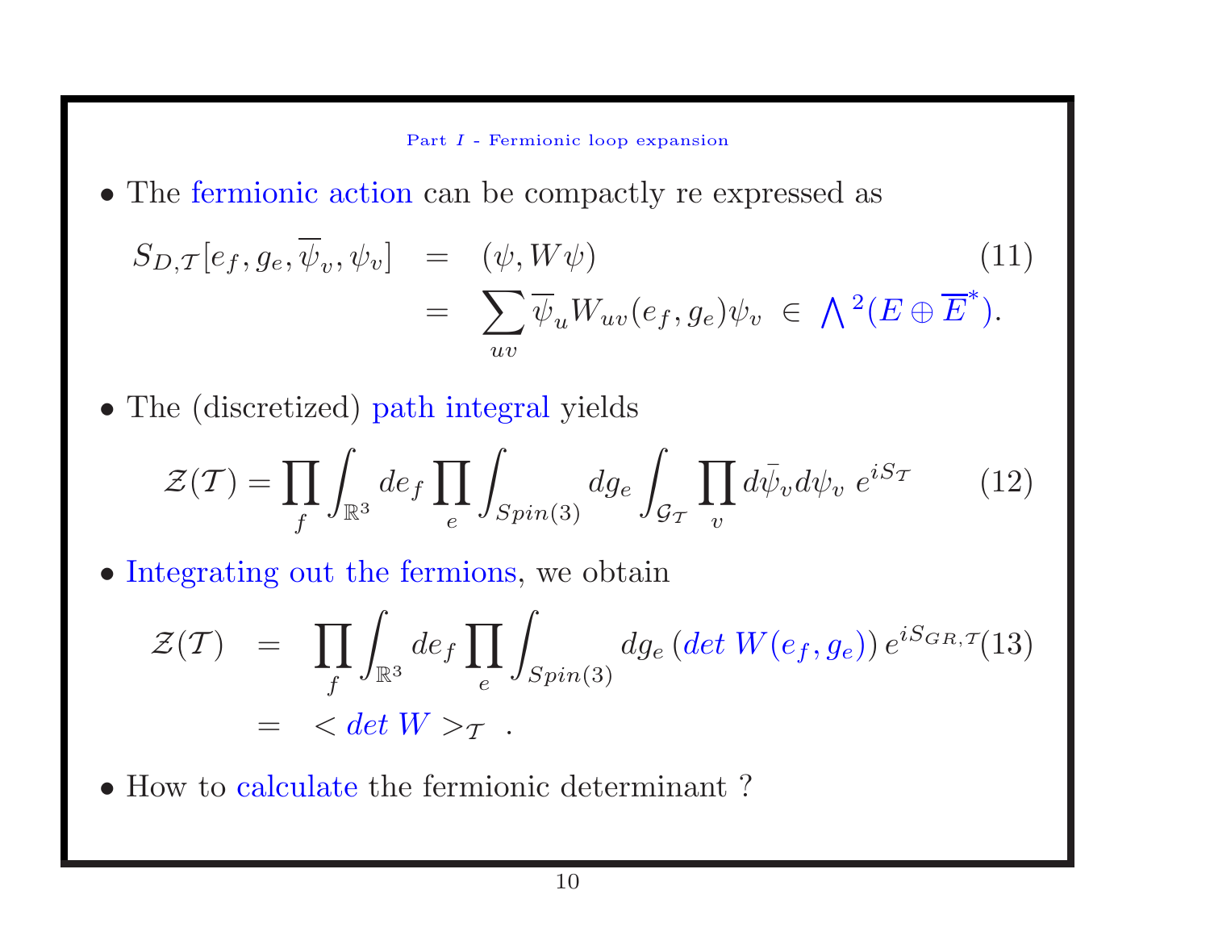- The fermionic action can be compactly re expressed as

$$
\begin{aligned}
S_{D,\mathcal{T}}[e_f, g_e, \overline{\psi}_v, \psi_v] &= (\psi, W\psi) \\
&= \sum_{uv} \overline{\psi}_u W_{uv}(e_f, g_e)\psi_v \in \bigwedge{}^2(E \oplus \overline{E}^*).
\end{aligned}
\tag{11}
$$

- The (discretized) path integral yields

$$
\mathcal{Z}(\mathcal{T}) = \prod_f \int_{\mathbb{R}^3} de_f \prod_e \int_{Spin(3)} dg_e \int_{\mathcal{G}_\mathcal{T}} \prod_v d\bar{\psi}_v d\psi_v \; e^{iS_\mathcal{T}} \tag{12}
$$

- Integrating out the fermions, we obtain

$$
\begin{aligned}
\mathcal{Z}(\mathcal{T}) &= \prod_f \int_{\mathbb{R}^3} de_f \prod_e \int_{Spin(3)} dg_e \, (det\; W(e_f, g_e))\, e^{iS_{GR,\mathcal{T}}} \\
&= < det\; W >_\mathcal{T} \quad .
\end{aligned}
\tag{13}
$$

- How to calculate the fermionic determinant ?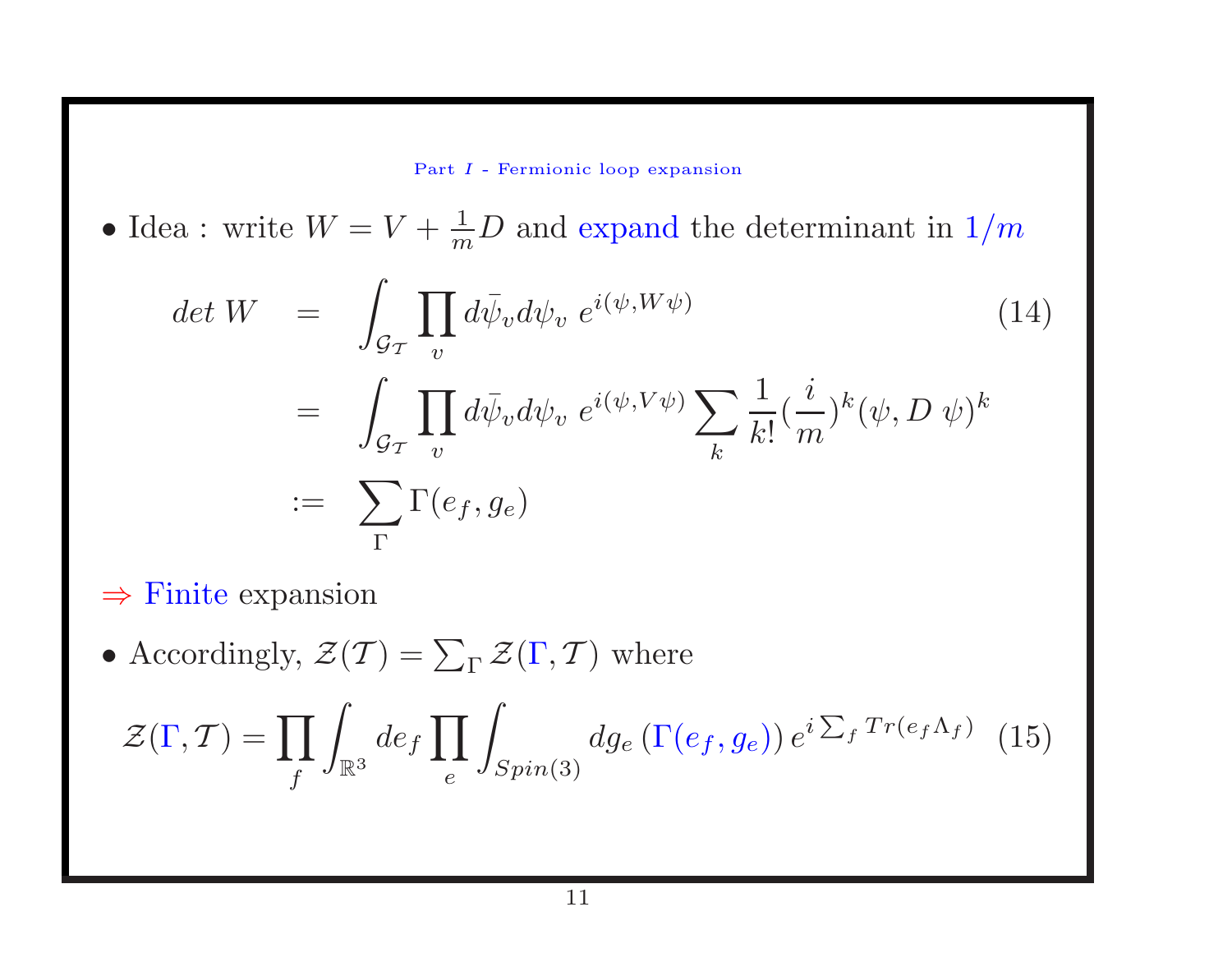Part $I$ - Fermionic loop expansion

- Idea : write $W = V + \frac{1}{m} D$ and expand the determinant in $1/m$

$$
\begin{aligned}
det\ W &= \int_{\mathcal{G}_{\mathcal{T}}} \prod_v d\bar{\psi}_v d\psi_v\ e^{i(\psi, W\psi)} \qquad (14) \\
&= \int_{\mathcal{G}_{\mathcal{T}}} \prod_v d\bar{\psi}_v d\psi_v\ e^{i(\psi, V\psi)} \sum_k \frac{1}{k!} (\frac{i}{m})^k (\psi, D\ \psi)^k \\
&:= \sum_{\Gamma} \Gamma(e_f, g_e)
\end{aligned}
$$

$\Rightarrow$ Finite expansion

- Accordingly, $\mathcal{Z}(\mathcal{T}) = \sum_{\Gamma} \mathcal{Z}(\Gamma, \mathcal{T})$ where

$$
\mathcal{Z}(\Gamma, \mathcal{T}) = \prod_f \int_{\mathbb{R}^3} de_f \prod_e \int_{Spin(3)} dg_e \left(\Gamma(e_f, g_e)\right) e^{i \sum_f Tr(e_f \Lambda_f)} \qquad (15)
$$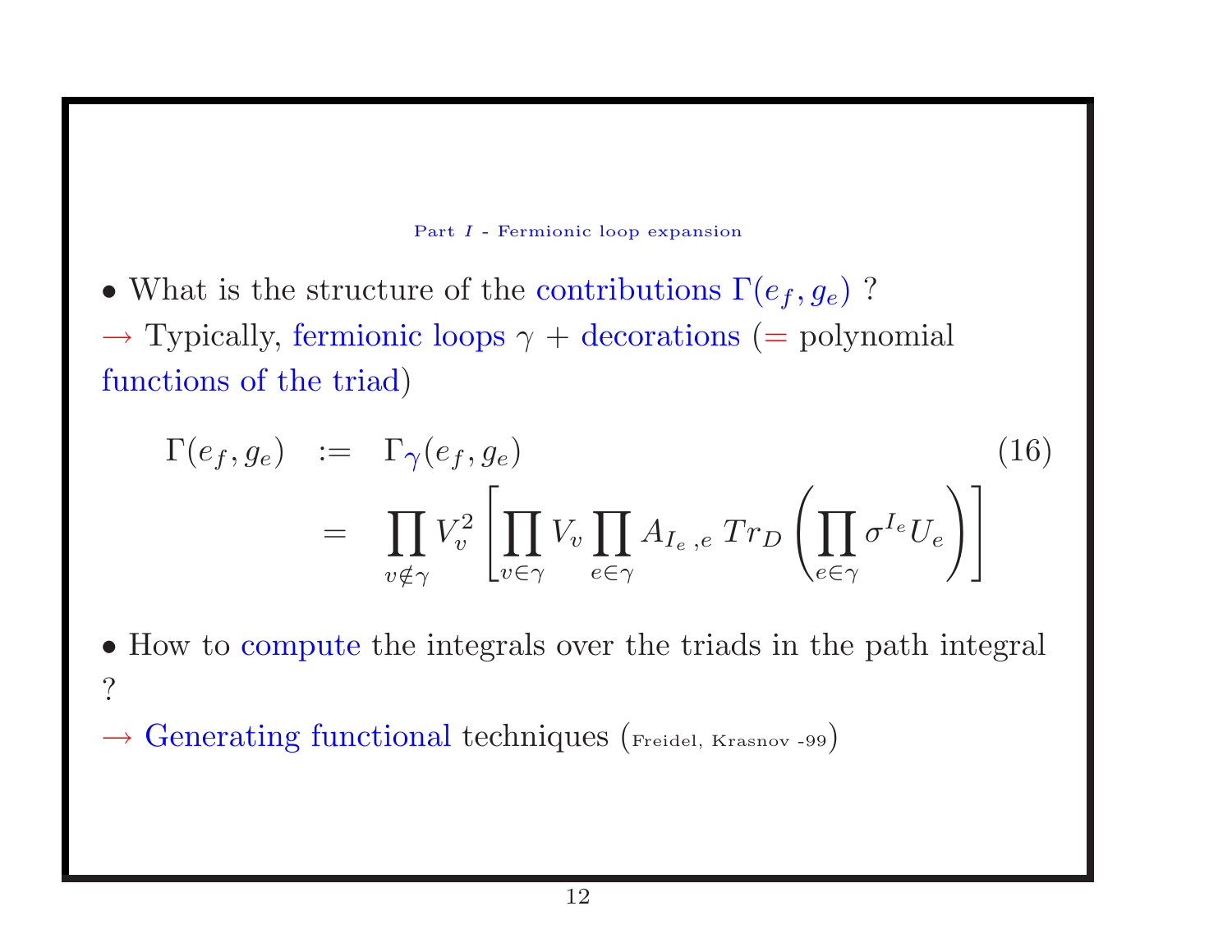Part $I$ - Fermionic loop expansion

• What is the structure of the contributions $\Gamma(e_f, g_e)$ ?

→ Typically, fermionic loops $\gamma$ + decorations (= polynomial functions of the triad)

$$
\begin{aligned}
\Gamma(e_f, g_e) &:= \Gamma_{\gamma}(e_f, g_e) \\
&= \prod_{v \notin \gamma} V_v^2 \left[ \prod_{v \in \gamma} V_v \prod_{e \in \gamma} A_{I_e, e} \, Tr_D \left( \prod_{e \in \gamma} \sigma^{I_e} U_e \right) \right]
\end{aligned} \tag{16}
$$

• How to compute the integrals over the triads in the path integral ?

→ Generating functional techniques (Freidel, Krasnov -99)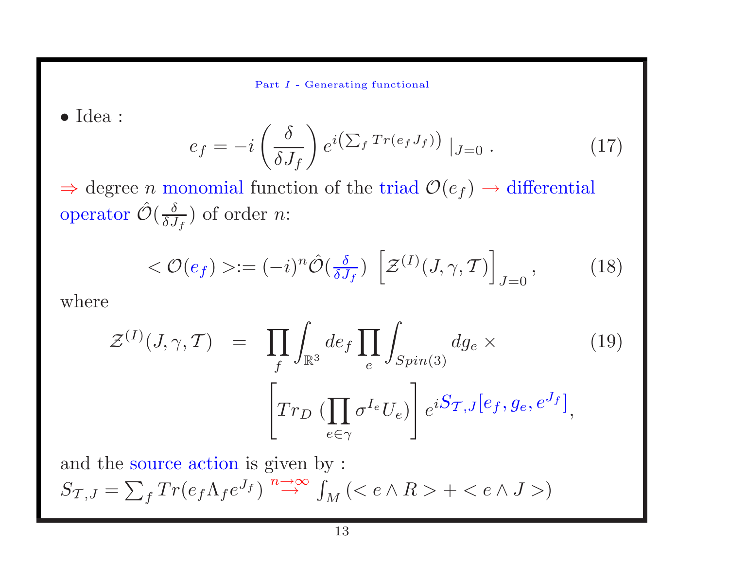Part $I$ - Generating functional

• Idea :

$$e_f = -i \left( \frac{\delta}{\delta J_f} \right) e^{i\left(\sum_f Tr(e_f J_f)\right)} \,|_{J=0} \,. \tag{17}$$

$\Rightarrow$ degree $n$ monomial function of the triad $\mathcal{O}(e_f) \rightarrow$ differential operator $\hat{\mathcal{O}}(\frac{\delta}{\delta J_f})$ of order $n$:

$$< \mathcal{O}(e_f) > := (-i)^n \hat{\mathcal{O}}(\tfrac{\delta}{\delta J_f}) \, \left[ \mathcal{Z}^{(I)}(J, \gamma, \mathcal{T}) \right]_{J=0}, \tag{18}$$

where

$$\mathcal{Z}^{(I)}(J, \gamma, \mathcal{T}) = \prod_f \int_{\mathbb{R}^3} de_f \prod_e \int_{Spin(3)} dg_e \times \left[ Tr_D \,(\prod_{e \in \gamma} \sigma^{I_e} U_e) \right] e^{iS_{\mathcal{T},J}[e_f, g_e, e^{J_f}]}, \tag{19}$$

and the source action is given by :

$S_{\mathcal{T},J} = \sum_f Tr(e_f \Lambda_f e^{J_f}) \overset{n\to\infty}{\rightarrow} \int_M (< e \wedge R > + < e \wedge J >)$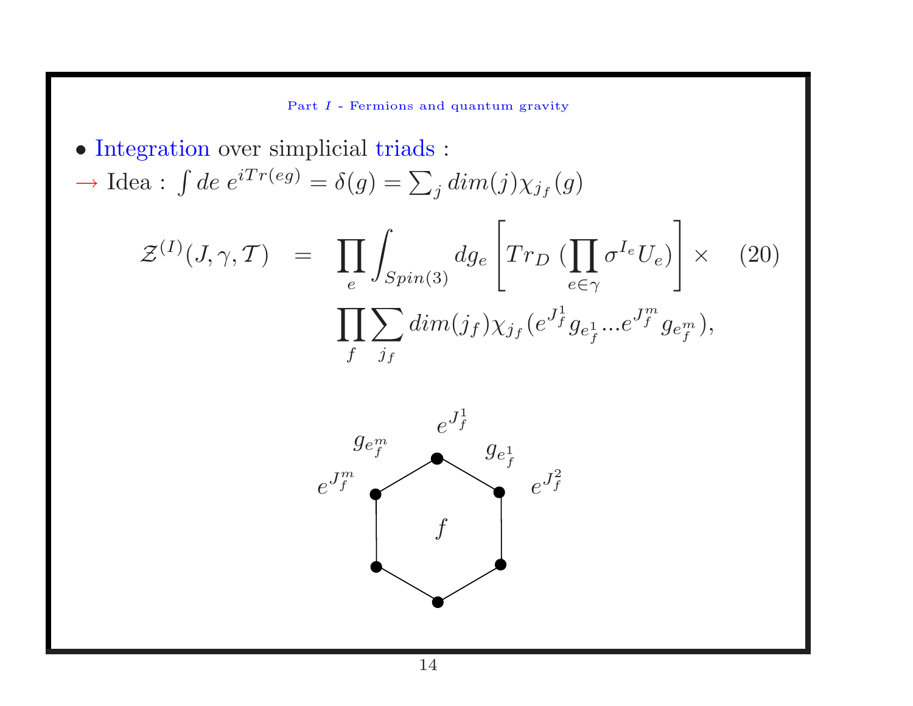Part $I$ - Fermions and quantum gravity

- Integration over simplicial triads :

$\rightarrow$ Idea : $\int de \; e^{iTr(eg)} = \delta(g) = \sum_j dim(j)\chi_{j_f}(g)$

$$
\begin{aligned}
\mathcal{Z}^{(I)}(J,\gamma,\mathcal{T}) &= \prod_e \int_{Spin(3)} dg_e \left[ Tr_D \, (\prod_{e\in\gamma} \sigma^{I_e} U_e) \right] \times \\
& \prod_f \sum_{j_f} dim(j_f)\chi_{j_f}(e^{J_f^1} g_{e_f^1} ... e^{J_f^m} g_{e_f^m}),
\end{aligned} \tag{20}
$$

$g_{e_f^m}$ $\quad e^{J_f^1}$ $\quad g_{e_f^1}$ $\quad e^{J_f^m}$ $\quad e^{J_f^2}$ $\quad f$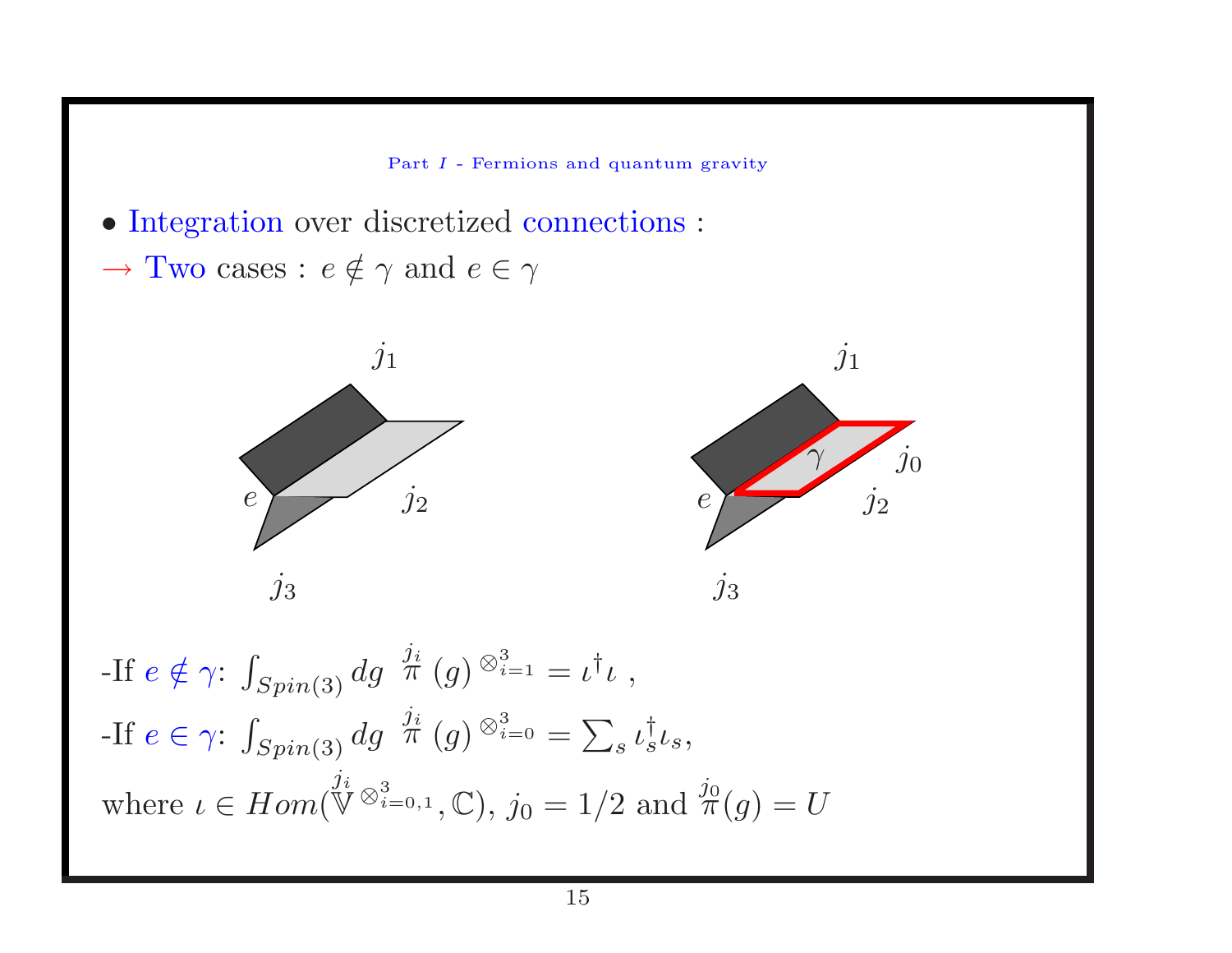- Integration over discretized connections :

→ Two cases : $e \notin \gamma$ and $e \in \gamma$

-If $e \notin \gamma$: $\int_{Spin(3)} dg \ \overset{j_i}{\pi}(g)^{\otimes_{i=1}^{3}} = \iota^\dagger \iota$ ,

-If $e \in \gamma$: $\int_{Spin(3)} dg \ \overset{j_i}{\pi}(g)^{\otimes_{i=0}^{3}} = \sum_s \iota_s^\dagger \iota_s$,

where $\iota \in Hom(\overset{j_i}{\mathbb{V}}^{\otimes_{i=0,1}^{3}}, \mathbb{C})$, $j_0 = 1/2$ and $\overset{j_0}{\pi}(g) = U$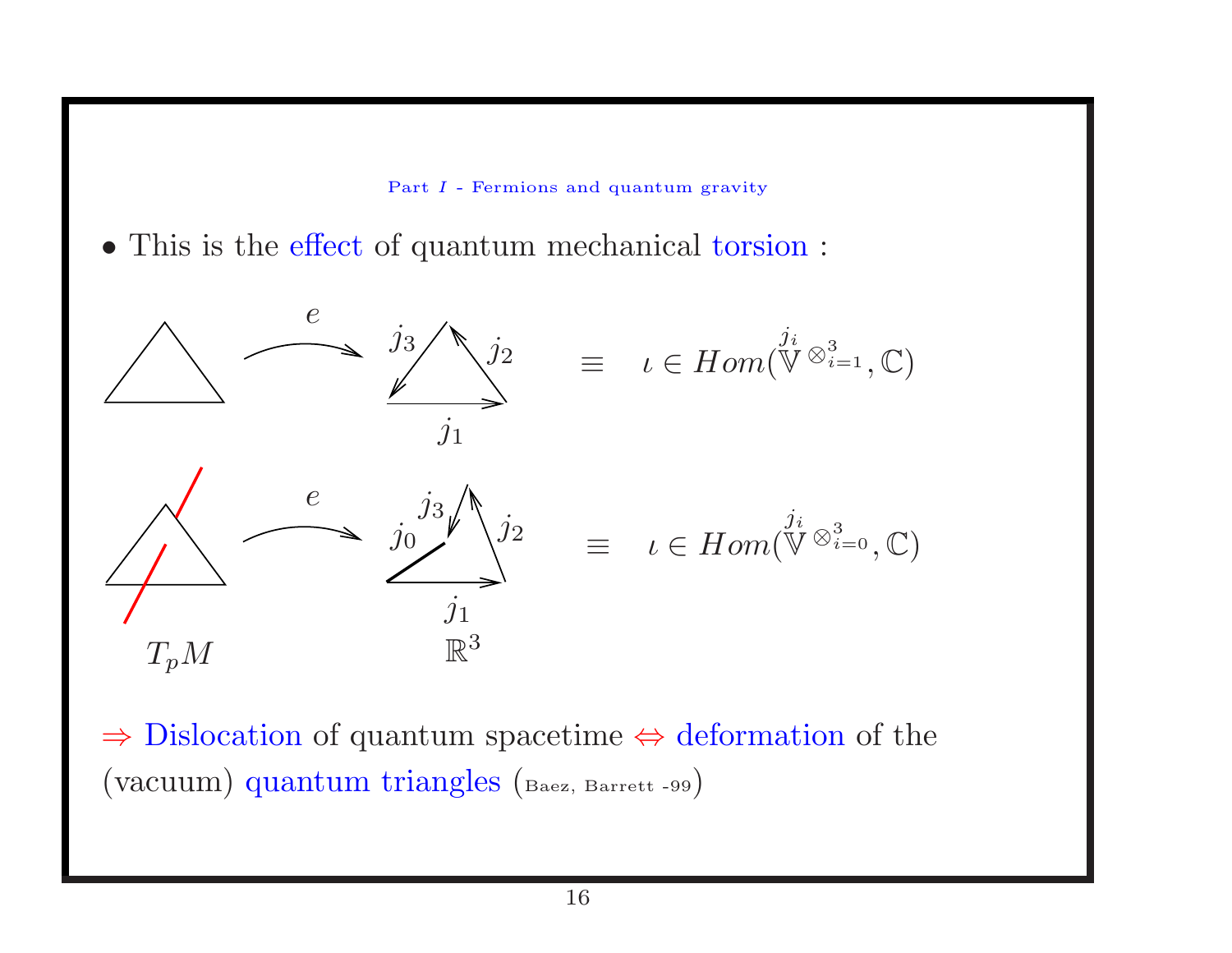- This is the effect of quantum mechanical torsion :

$$\equiv \quad \iota \in Hom(\overset{j_i}{\mathbb{V}}^{\otimes_{i=1}^{3}}, \mathbb{C})$$

$$\equiv \quad \iota \in Hom(\overset{j_i}{\mathbb{V}}^{\otimes_{i=0}^{3}}, \mathbb{C})$$

$\Rightarrow$ Dislocation of quantum spacetime $\Leftrightarrow$ deformation of the (vacuum) quantum triangles (Baez, Barrett -99)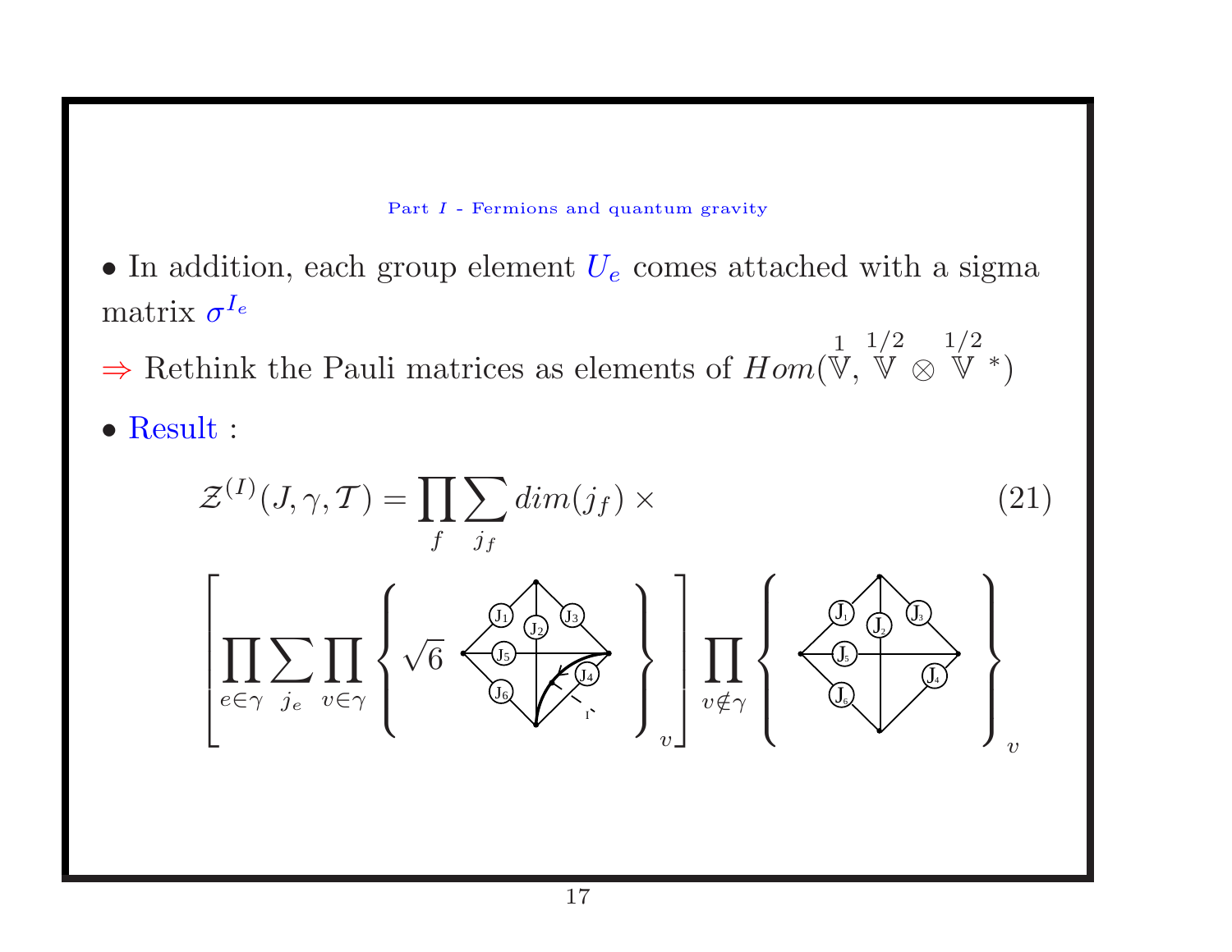- In addition, each group element $U_e$ comes attached with a sigma matrix $\sigma^{I_e}$

$\Rightarrow$ Rethink the Pauli matrices as elements of $Hom(\overset{1}{\mathbb{V}}, \overset{1/2}{\mathbb{V}} \otimes \overset{1/2}{\mathbb{V}}{}^{*})$

- Result :

$$\mathcal{Z}^{(I)}(J, \gamma, \mathcal{T}) = \prod_f \sum_{j_f} dim(j_f) \times \tag{21}$$

$$\left[ \prod_{e \in \gamma} \sum_{j_e} \prod_{v \in \gamma} \left\{ \sqrt{6} \; [\text{diagram with } J_1, J_2, J_3, J_4, J_5, J_6, I] \right\}_v \right] \prod_{v \notin \gamma} \left\{ [\text{diagram with } J_1, J_2, J_3, J_4, J_5, J_6] \right\}_v$$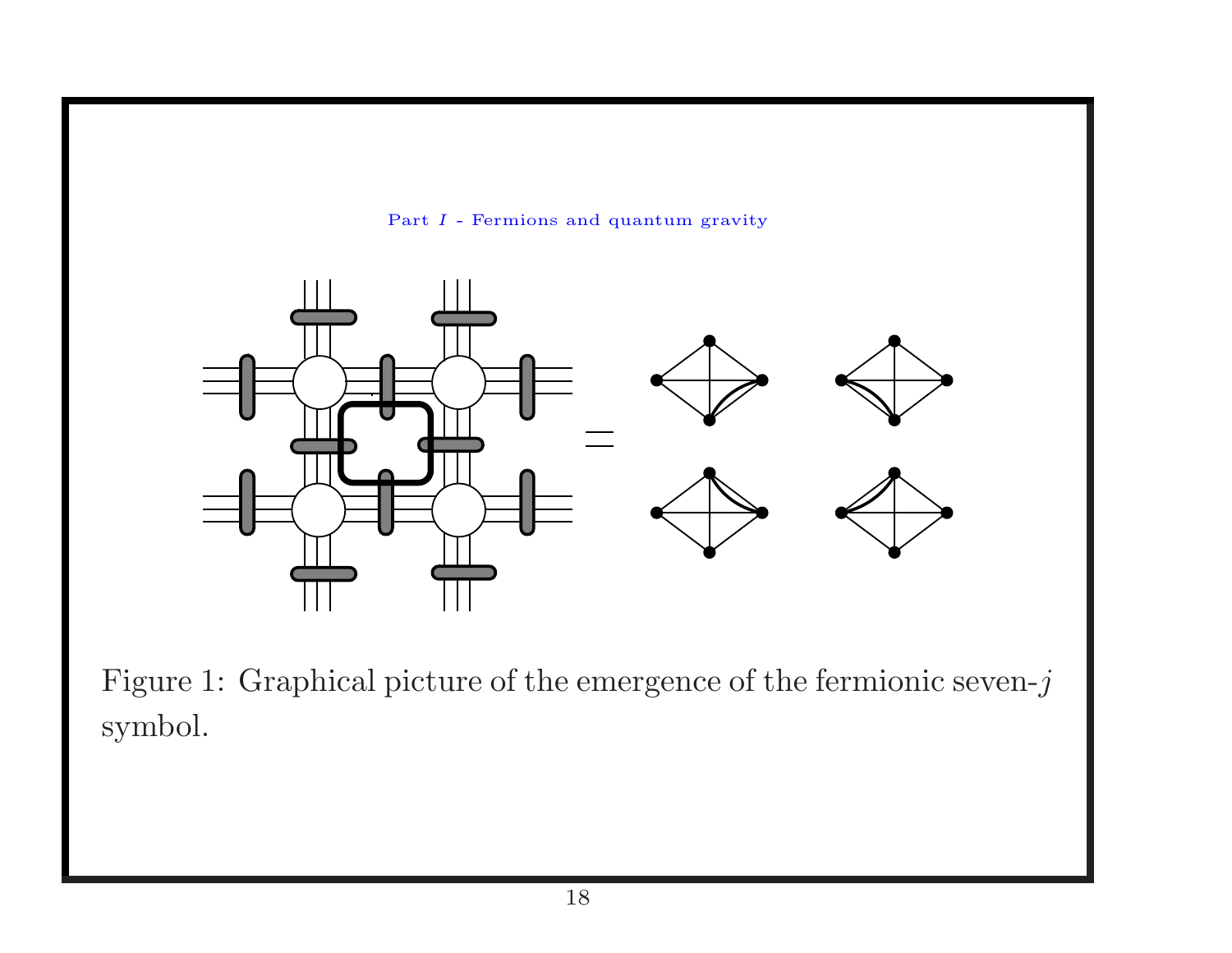Figure 1: Graphical picture of the emergence of the fermionic seven-$j$ symbol.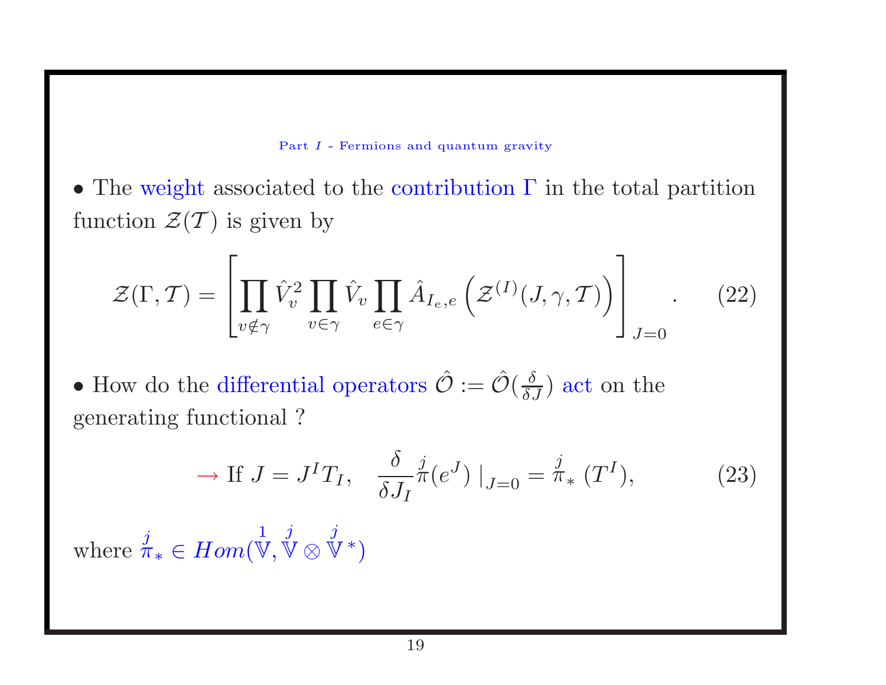• The weight associated to the contribution $\Gamma$ in the total partition function $\mathcal{Z}(\mathcal{T})$ is given by

$$\mathcal{Z}(\Gamma, \mathcal{T}) = \left[ \prod_{v \notin \gamma} \hat{V}_v^2 \prod_{v \in \gamma} \hat{V}_v \prod_{e \in \gamma} \hat{A}_{I_e, e} \left( \mathcal{Z}^{(I)}(J, \gamma, \mathcal{T}) \right) \right]_{J=0} . \qquad (22)$$

• How do the differential operators $\hat{\mathcal{O}} := \hat{\mathcal{O}}(\frac{\delta}{\delta J})$ act on the generating functional ?

$$\rightarrow \text{If } J = J^I T_I, \quad \frac{\delta}{\delta J_I} \overset{j}{\pi}(e^J) \mid_{J=0} = \overset{j}{\pi}_* (T^I), \qquad (23)$$

where $\overset{j}{\pi}_* \in Hom(\overset{1}{\mathbb{V}}, \overset{j}{\mathbb{V}} \otimes \overset{j}{\mathbb{V}}^*)$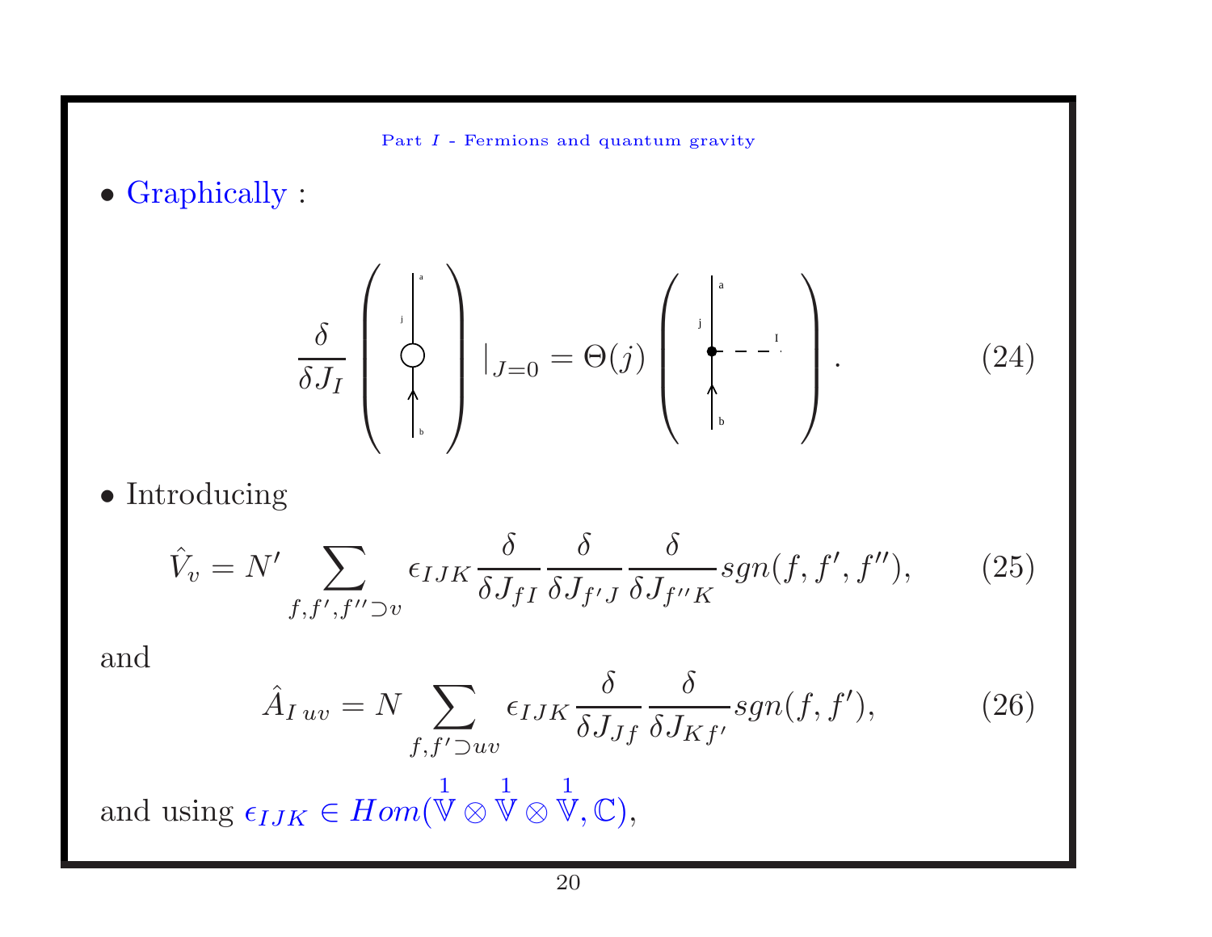- Graphically :

$$\frac{\delta}{\delta J_I}\left(\text{[diagram: vertical line from } b \text{ to } a \text{, labelled } j\text{, with a circle]}\right)|_{J=0} = \Theta(j)\left(\text{[diagram: vertical line from } b \text{ to } a \text{, labelled } j\text{, with a vertex and dashed line } I\text{]}\right). \tag{24}$$

- Introducing

$$\hat{V}_v = N' \sum_{f,f',f'' \supset v} \epsilon_{IJK} \frac{\delta}{\delta J_{fI}} \frac{\delta}{\delta J_{f'J}} \frac{\delta}{\delta J_{f''K}} sgn(f,f',f''), \tag{25}$$

and

$$\hat{A}_{I\,uv} = N \sum_{f,f' \supset uv} \epsilon_{IJK} \frac{\delta}{\delta J_{Jf}} \frac{\delta}{\delta J_{Kf'}} sgn(f,f'), \tag{26}$$

and using $\epsilon_{IJK} \in Hom(\overset{1}{\mathbb{V}} \otimes \overset{1}{\mathbb{V}} \otimes \overset{1}{\mathbb{V}}, \mathbb{C})$,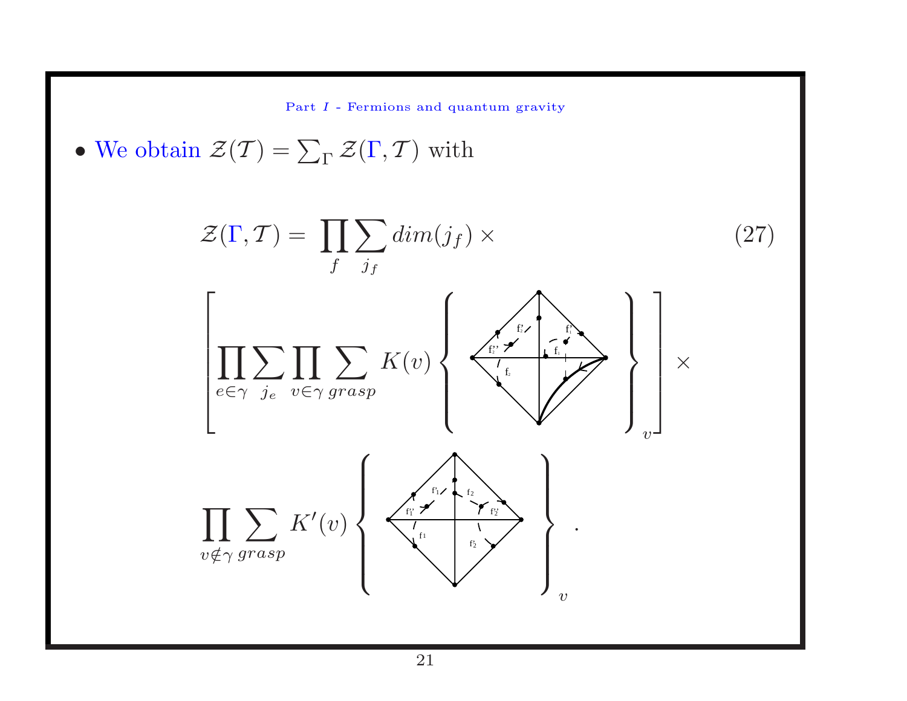- We obtain $\mathcal{Z}(\mathcal{T}) = \sum_\Gamma \mathcal{Z}(\Gamma, \mathcal{T})$ with

$$\mathcal{Z}(\Gamma, \mathcal{T}) = \prod_f \sum_{j_f} dim(j_f) \times \tag{27}$$

$$\left[ \prod_{e \in \gamma} \sum_{j_e} \prod_{v \in \gamma} \sum_{grasp} K(v) \left\{ \quad \right\}_v \right] \times$$

$$\prod_{v \notin \gamma} \sum_{grasp} K'(v) \left\{ \quad \right\}_v .$$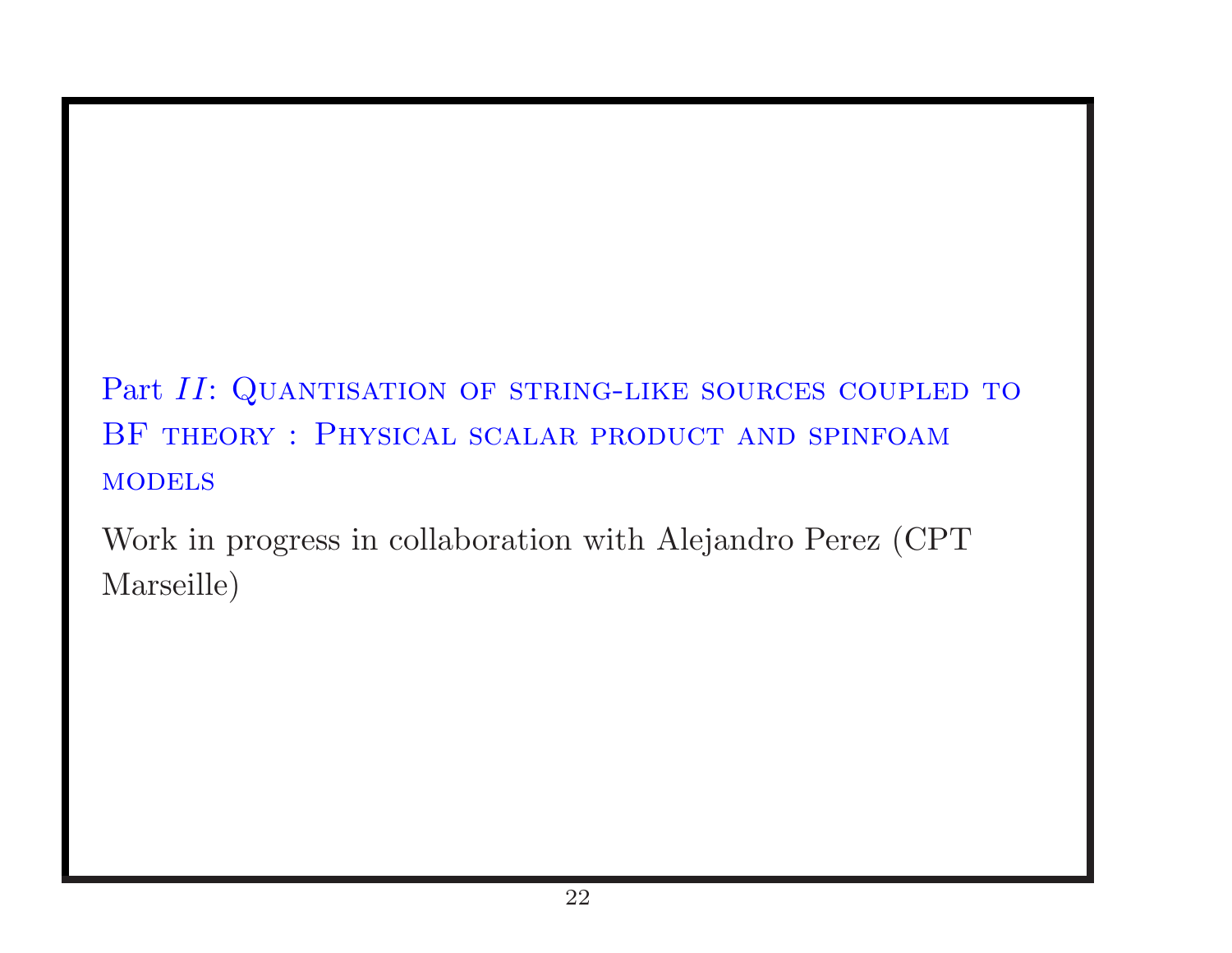## Part *II*: Quantisation of string-like sources coupled to BF theory : Physical scalar product and spinfoam models

Work in progress in collaboration with Alejandro Perez (CPT Marseille)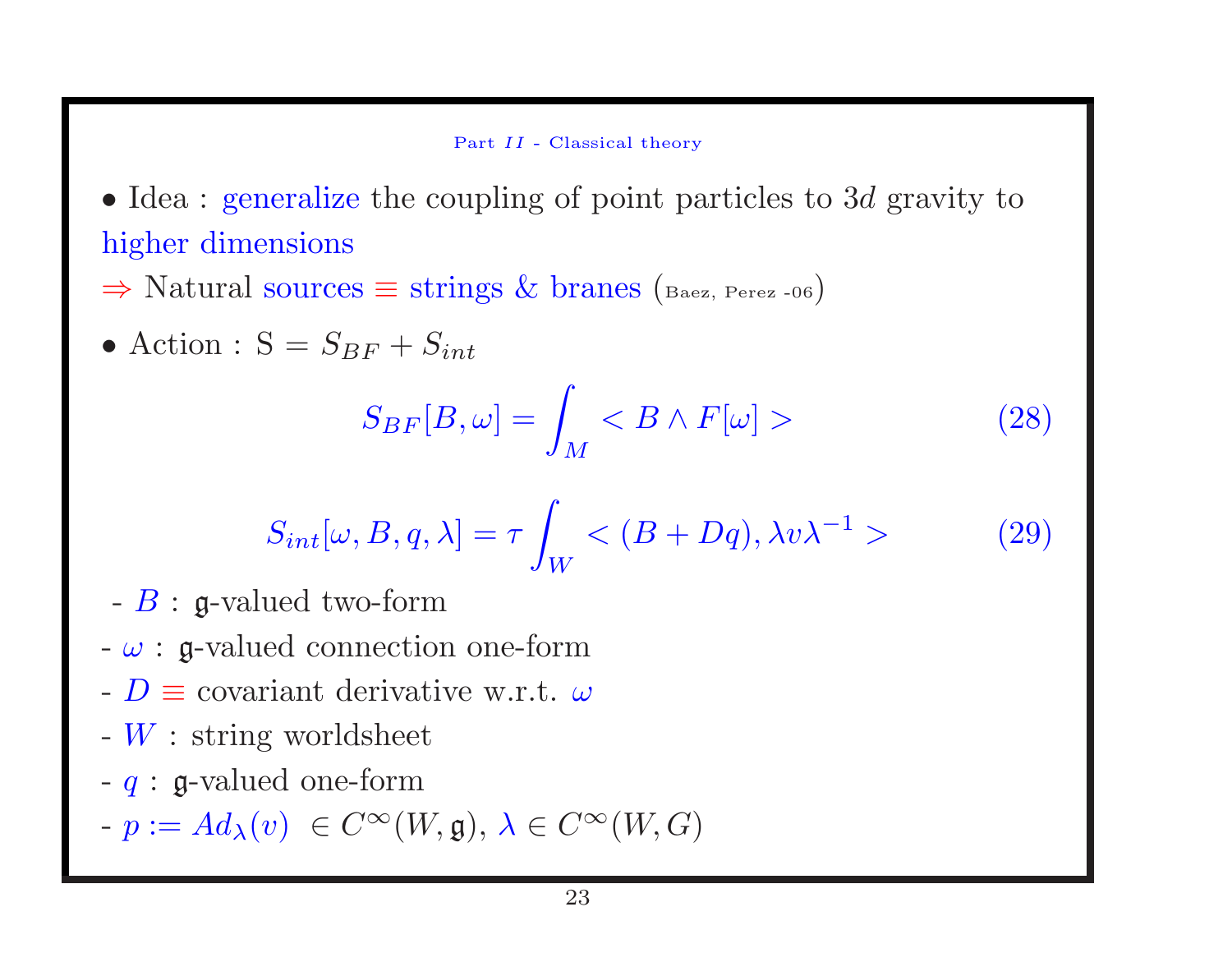Part $II$ - Classical theory

- Idea : generalize the coupling of point particles to $3d$ gravity to higher dimensions

$\Rightarrow$ Natural sources $\equiv$ strings & branes (Baez, Perez -06)

- Action : $\mathrm{S} = S_{BF} + S_{int}$

$$S_{BF}[B,\omega] = \int_M < B \wedge F[\omega] > \tag{28}$$

$$S_{int}[\omega, B, q, \lambda] = \tau \int_W < (B + Dq), \lambda v \lambda^{-1} > \tag{29}$$

- $B$ : $\mathfrak{g}$-valued two-form
- $\omega$ : $\mathfrak{g}$-valued connection one-form
- $D \equiv$ covariant derivative w.r.t. $\omega$
- $W$ : string worldsheet
- $q$ : $\mathfrak{g}$-valued one-form
- $p := Ad_\lambda(v) \; \in C^\infty(W, \mathfrak{g})$, $\lambda \in C^\infty(W, G)$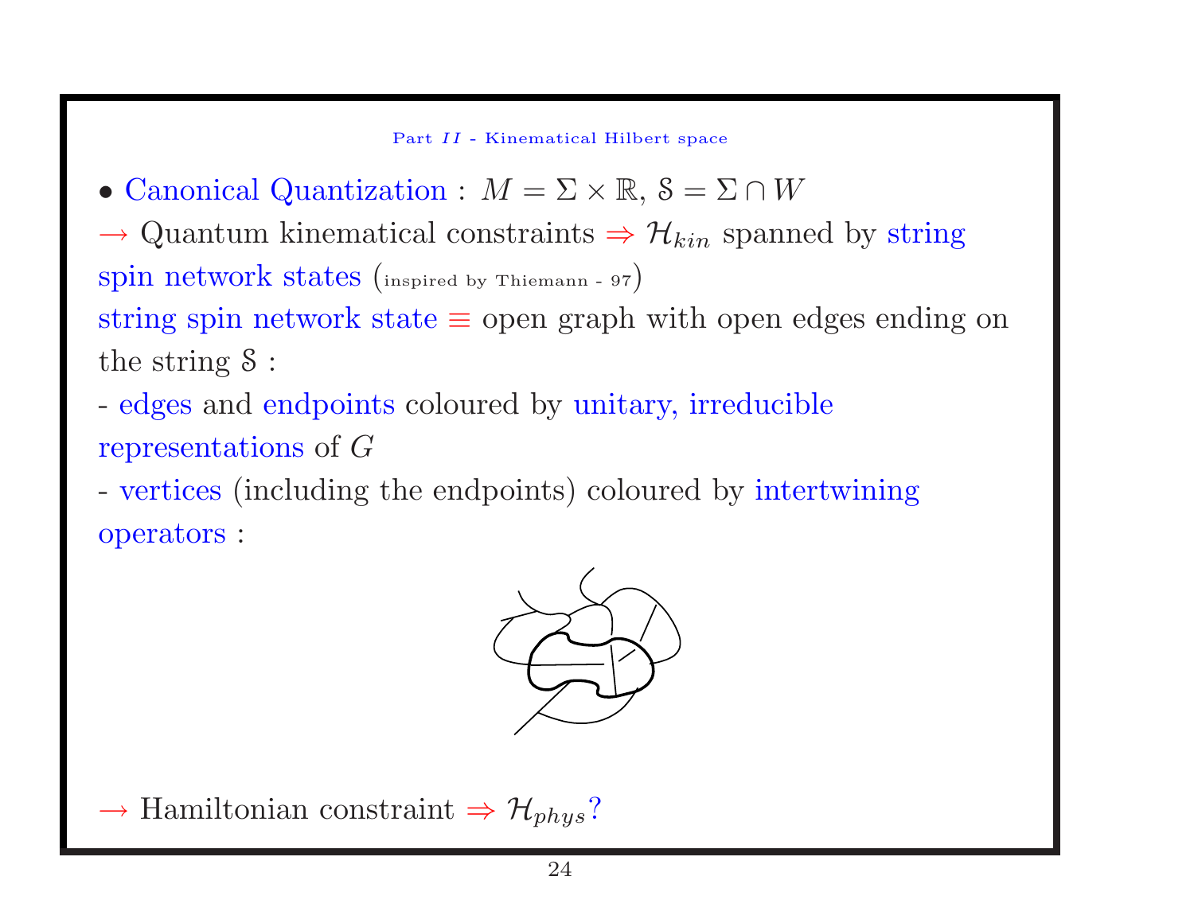Part $II$ - Kinematical Hilbert space

• Canonical Quantization : $M = \Sigma \times \mathbb{R}$, $\mathcal{S} = \Sigma \cap W$

$\rightarrow$ Quantum kinematical constraints $\Rightarrow$ $\mathcal{H}_{kin}$ spanned by string spin network states (inspired by Thiemann - 97)

string spin network state $\equiv$ open graph with open edges ending on the string $\mathcal{S}$ :

- edges and endpoints coloured by unitary, irreducible representations of $G$
- vertices (including the endpoints) coloured by intertwining operators :

$\rightarrow$ Hamiltonian constraint $\Rightarrow$ $\mathcal{H}_{phys}$?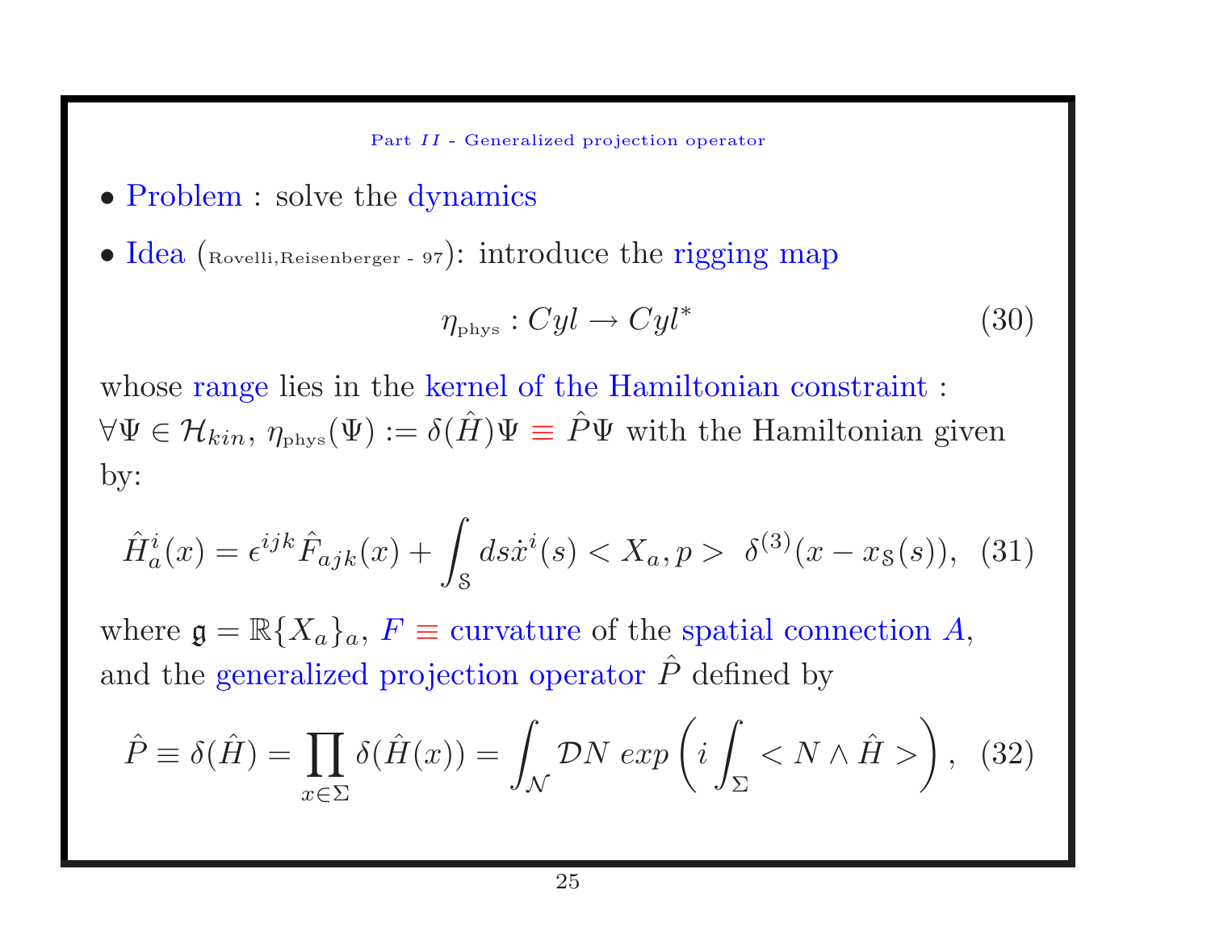Part $II$ - Generalized projection operator

- Problem : solve the dynamics
- Idea (Rovelli,Reisenberger - 97): introduce the rigging map

$$\eta_{\text{phys}} : Cyl \rightarrow Cyl^* \tag{30}$$

whose range lies in the kernel of the Hamiltonian constraint : $\forall \Psi \in \mathcal{H}_{kin}$, $\eta_{\text{phys}}(\Psi) := \delta(\hat{H})\Psi \equiv \hat{P}\Psi$ with the Hamiltonian given by:

$$\hat{H}^i_a(x) = \epsilon^{ijk}\hat{F}_{ajk}(x) + \int_{\mathbb{S}} ds \dot{x}^i(s) < X_a, p > \ \delta^{(3)}(x - x_{\mathbb{S}}(s)), \tag{31}$$

where $\mathfrak{g} = \mathbb{R}\{X_a\}_a$, $F \equiv$ curvature of the spatial connection $A$, and the generalized projection operator $\hat{P}$ defined by

$$\hat{P} \equiv \delta(\hat{H}) = \prod_{x \in \Sigma} \delta(\hat{H}(x)) = \int_{\mathcal{N}} \mathcal{D}N \ exp\left(i \int_{\Sigma} < N \wedge \hat{H} >\right), \tag{32}$$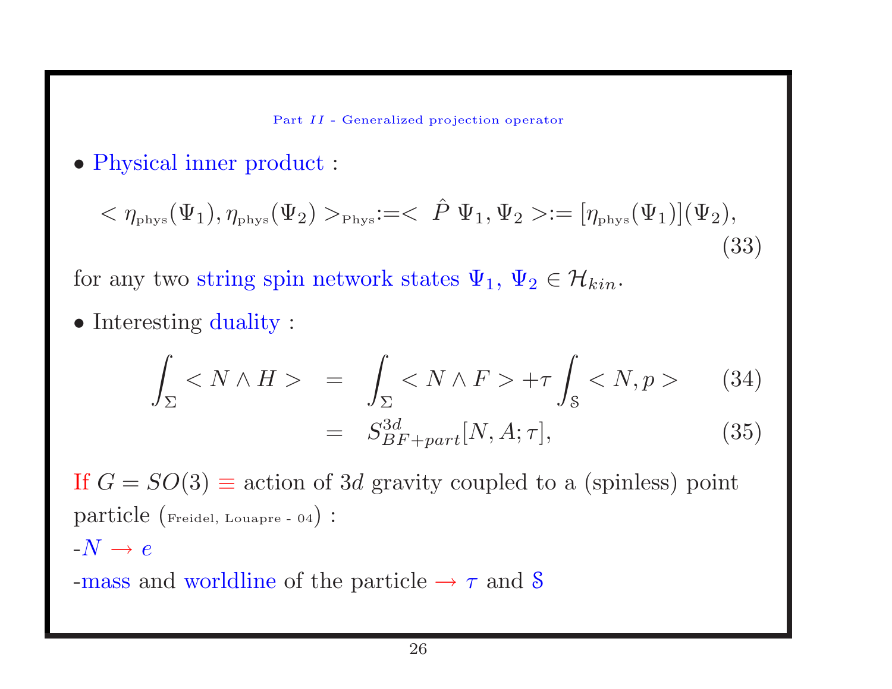Part $II$ - Generalized projection operator

- Physical inner product :

$$< \eta_{\rm phys}(\Psi_1), \eta_{\rm phys}(\Psi_2) >_{\rm Phys} := < \hat{P}\ \Psi_1, \Psi_2 > := [\eta_{\rm phys}(\Psi_1)](\Psi_2), \tag{33}$$

for any two string spin network states $\Psi_1,\ \Psi_2 \in \mathcal{H}_{kin}$.

- Interesting duality :

$$\int_\Sigma < N \wedge H > \;=\; \int_\Sigma < N \wedge F > + \tau \int_{\mathcal{S}} < N, p > \tag{34}$$

$$= \; S^{3d}_{BF+part}[N, A; \tau], \tag{35}$$

If $G = SO(3) \equiv$ action of $3d$ gravity coupled to a (spinless) point particle (Freidel, Louapre - 04) :

-$N \rightarrow e$

-mass and worldline of the particle $\rightarrow$ $\tau$ and $\mathcal{S}$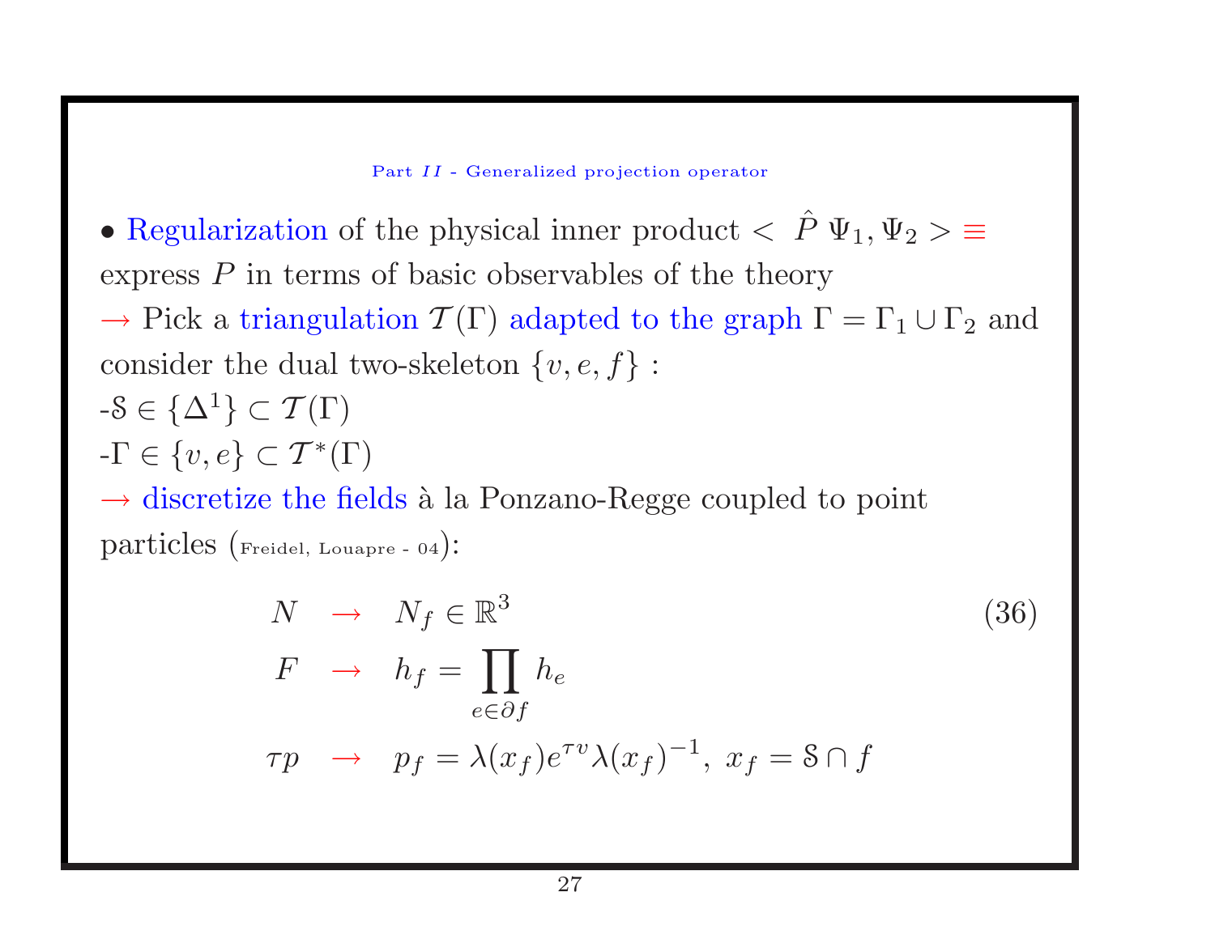Part $II$ - Generalized projection operator

• Regularization of the physical inner product $< \hat{P}\, \Psi_1, \Psi_2 > \equiv$ express $P$ in terms of basic observables of the theory

→ Pick a triangulation $\mathcal{T}(\Gamma)$ adapted to the graph $\Gamma = \Gamma_1 \cup \Gamma_2$ and consider the dual two-skeleton $\{v, e, f\}$ :

-$\mathcal{S} \in \{\Delta^1\} \subset \mathcal{T}(\Gamma)$

-$\Gamma \in \{v, e\} \subset \mathcal{T}^*(\Gamma)$

→ discretize the fields à la Ponzano-Regge coupled to point particles (Freidel, Louapre - 04):

$$
\begin{aligned}
N &\rightarrow N_f \in \mathbb{R}^3 \\
F &\rightarrow h_f = \prod_{e \in \partial f} h_e \\
\tau p &\rightarrow p_f = \lambda(x_f) e^{\tau v} \lambda(x_f)^{-1},\ x_f = \mathcal{S} \cap f
\end{aligned}
\tag{36}
$$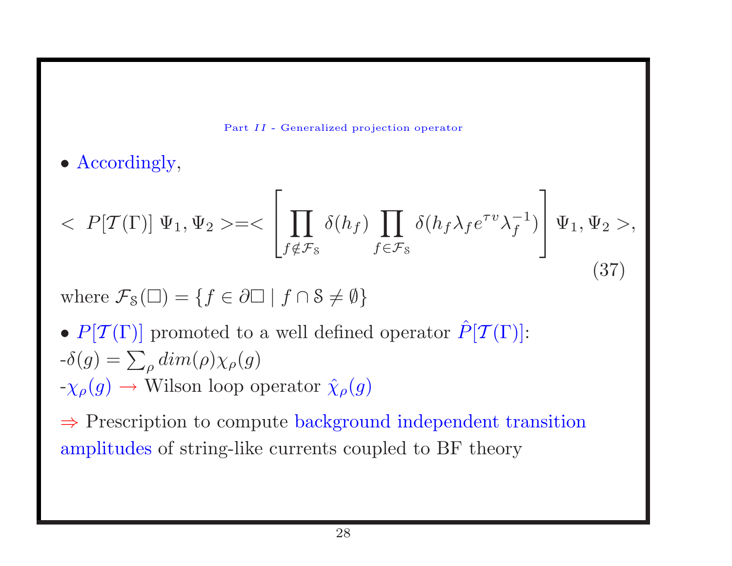Part $II$ - Generalized projection operator

- Accordingly,

$$< P[\mathcal{T}(\Gamma)] \; \Psi_1, \Psi_2 > = < \left[ \prod_{f \notin \mathcal{F}_{\mathcal{S}}} \delta(h_f) \prod_{f \in \mathcal{F}_{\mathcal{S}}} \delta(h_f \lambda_f e^{\tau v} \lambda_f^{-1}) \right] \Psi_1, \Psi_2 >, \tag{37}$$

where $\mathcal{F}_{\mathcal{S}}(\Box) = \{ f \in \partial\Box \mid f \cap \mathcal{S} \neq \emptyset \}$

- $P[\mathcal{T}(\Gamma)]$ promoted to a well defined operator $\hat{P}[\mathcal{T}(\Gamma)]$:

-$\delta(g) = \sum_\rho dim(\rho) \chi_\rho(g)$

-$\chi_\rho(g) \rightarrow$ Wilson loop operator $\hat{\chi}_\rho(g)$

$\Rightarrow$ Prescription to compute background independent transition amplitudes of string-like currents coupled to BF theory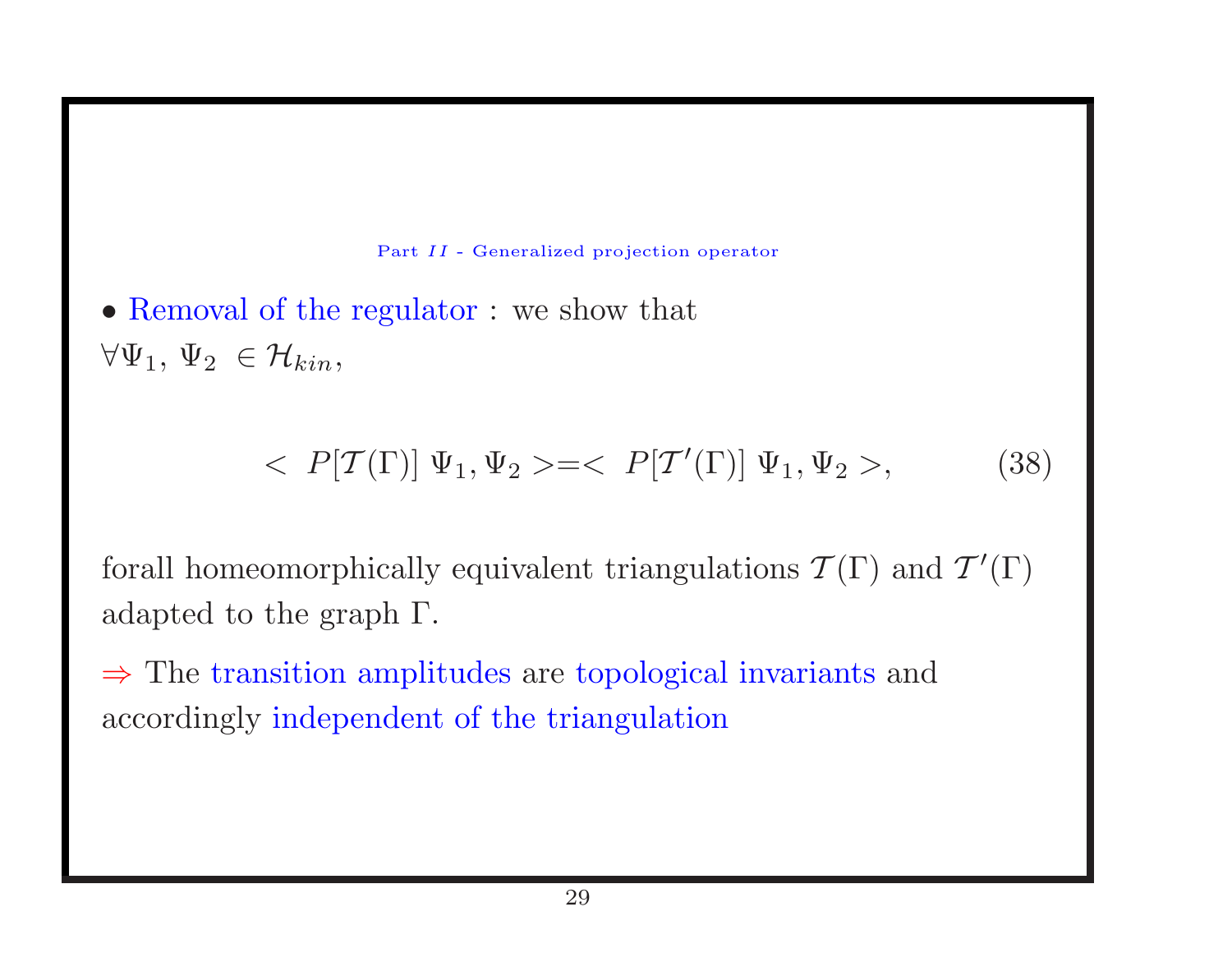Part $II$ - Generalized projection operator

• Removal of the regulator : we show that
$\forall \Psi_1,\ \Psi_2\ \in \mathcal{H}_{kin}$,

$$< \ P[\mathcal{T}(\Gamma)]\ \Psi_1, \Psi_2 > = < \ P[\mathcal{T}'(\Gamma)]\ \Psi_1, \Psi_2 >, \tag{38}$$

forall homeomorphically equivalent triangulations $\mathcal{T}(\Gamma)$ and $\mathcal{T}'(\Gamma)$ adapted to the graph $\Gamma$.

$\Rightarrow$ The transition amplitudes are topological invariants and accordingly independent of the triangulation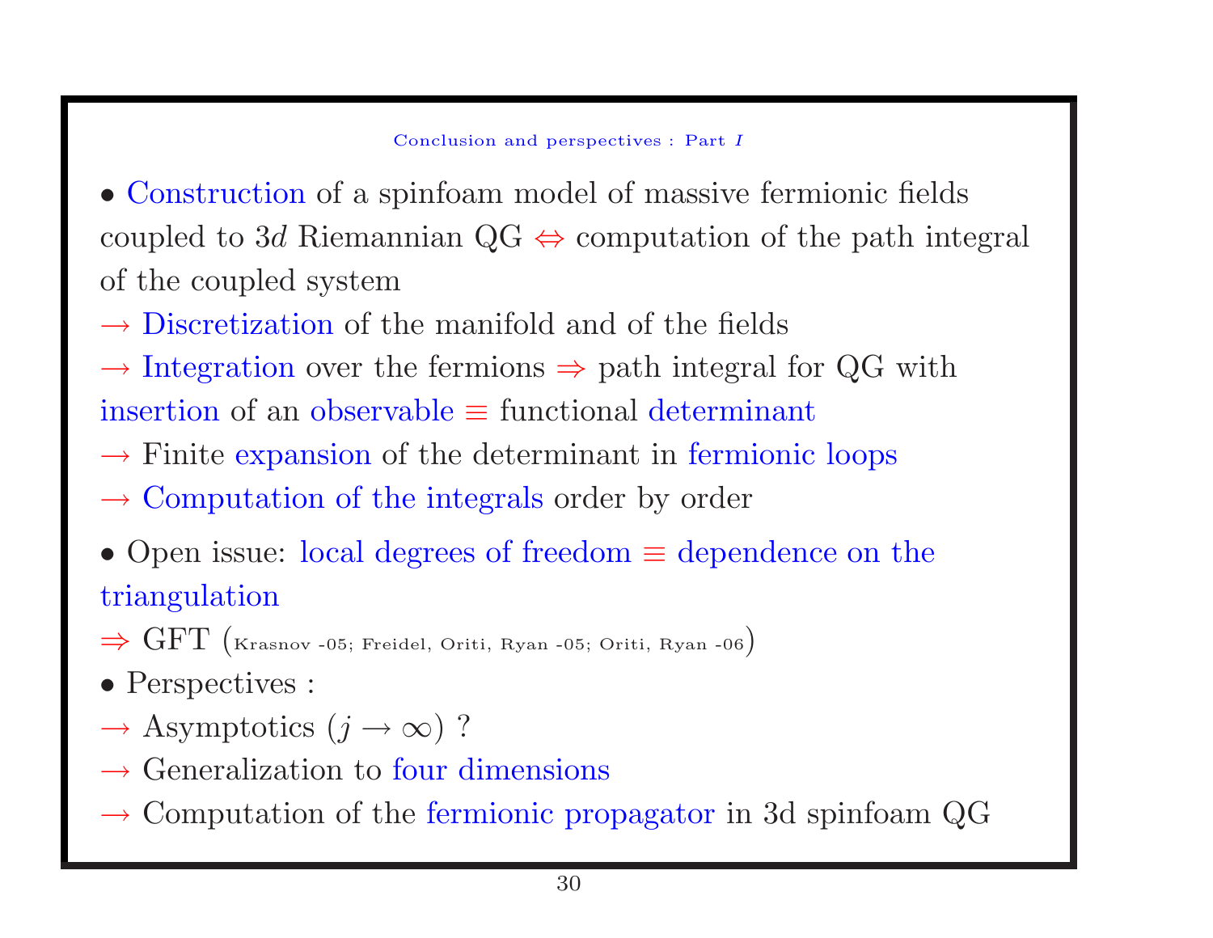## Conclusion and perspectives : Part $I$

• Construction of a spinfoam model of massive fermionic fields coupled to $3d$ Riemannian QG $\Leftrightarrow$ computation of the path integral of the coupled system

$\rightarrow$ Discretization of the manifold and of the fields

$\rightarrow$ Integration over the fermions $\Rightarrow$ path integral for QG with insertion of an observable $\equiv$ functional determinant

$\rightarrow$ Finite expansion of the determinant in fermionic loops

$\rightarrow$ Computation of the integrals order by order

• Open issue: local degrees of freedom $\equiv$ dependence on the triangulation

$\Rightarrow$ GFT (Krasnov -05; Freidel, Oriti, Ryan -05; Oriti, Ryan -06)

• Perspectives :

$\rightarrow$ Asymptotics ($j \rightarrow \infty$) ?

$\rightarrow$ Generalization to four dimensions

$\rightarrow$ Computation of the fermionic propagator in 3d spinfoam QG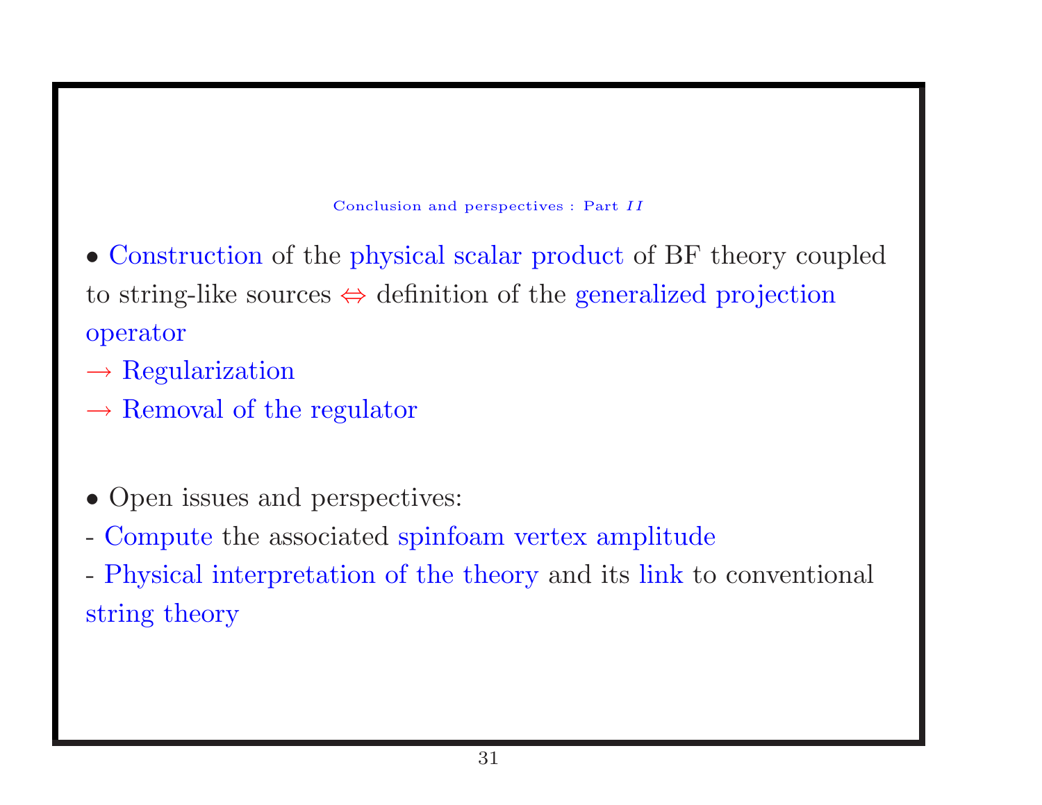## Conclusion and perspectives : Part *II*

• Construction of the physical scalar product of BF theory coupled to string-like sources $\Leftrightarrow$ definition of the generalized projection operator

$\rightarrow$ Regularization

$\rightarrow$ Removal of the regulator

• Open issues and perspectives:

- Compute the associated spinfoam vertex amplitude
- Physical interpretation of the theory and its link to conventional string theory